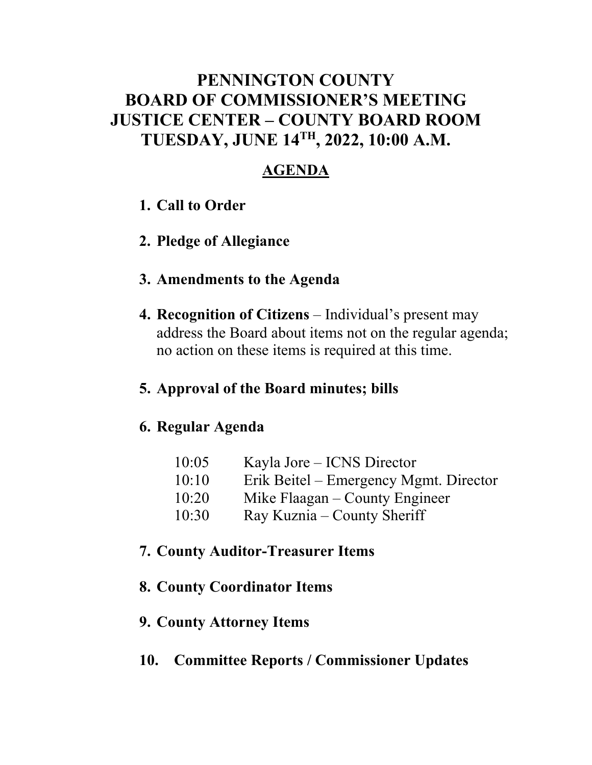# PENNINGTON COUNTY
# BOARD OF COMMISSIONER'S MEETING
# JUSTICE CENTER – COUNTY BOARD ROOM
# TUESDAY, JUNE 14TH, 2022, 10:00 A.M.

## AGENDA

1. **Call to Order**

2. **Pledge of Allegiance**

3. **Amendments to the Agenda**

4. **Recognition of Citizens** – Individual's present may address the Board about items not on the regular agenda; no action on these items is required at this time.

5. **Approval of the Board minutes; bills**

6. **Regular Agenda**

   10:05 Kayla Jore – ICNS Director
   10:10 Erik Beitel – Emergency Mgmt. Director
   10:20 Mike Flaagan – County Engineer
   10:30 Ray Kuznia – County Sheriff

7. **County Auditor-Treasurer Items**

8. **County Coordinator Items**

9. **County Attorney Items**

10. **Committee Reports / Commissioner Updates**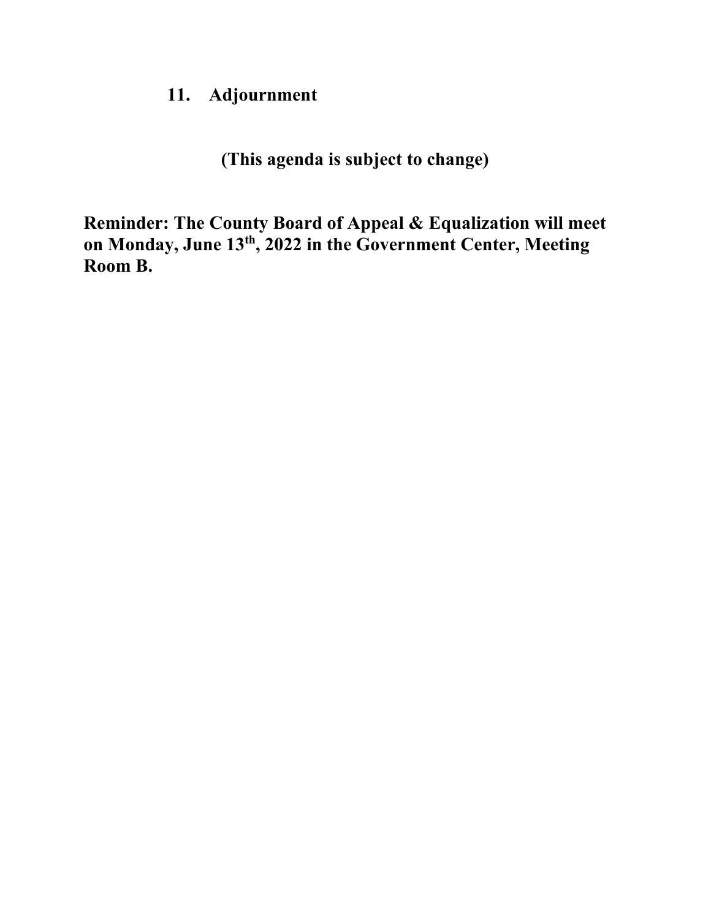11. **Adjournment**

**(This agenda is subject to change)**

**Reminder: The County Board of Appeal & Equalization will meet on Monday, June 13th, 2022 in the Government Center, Meeting Room B.**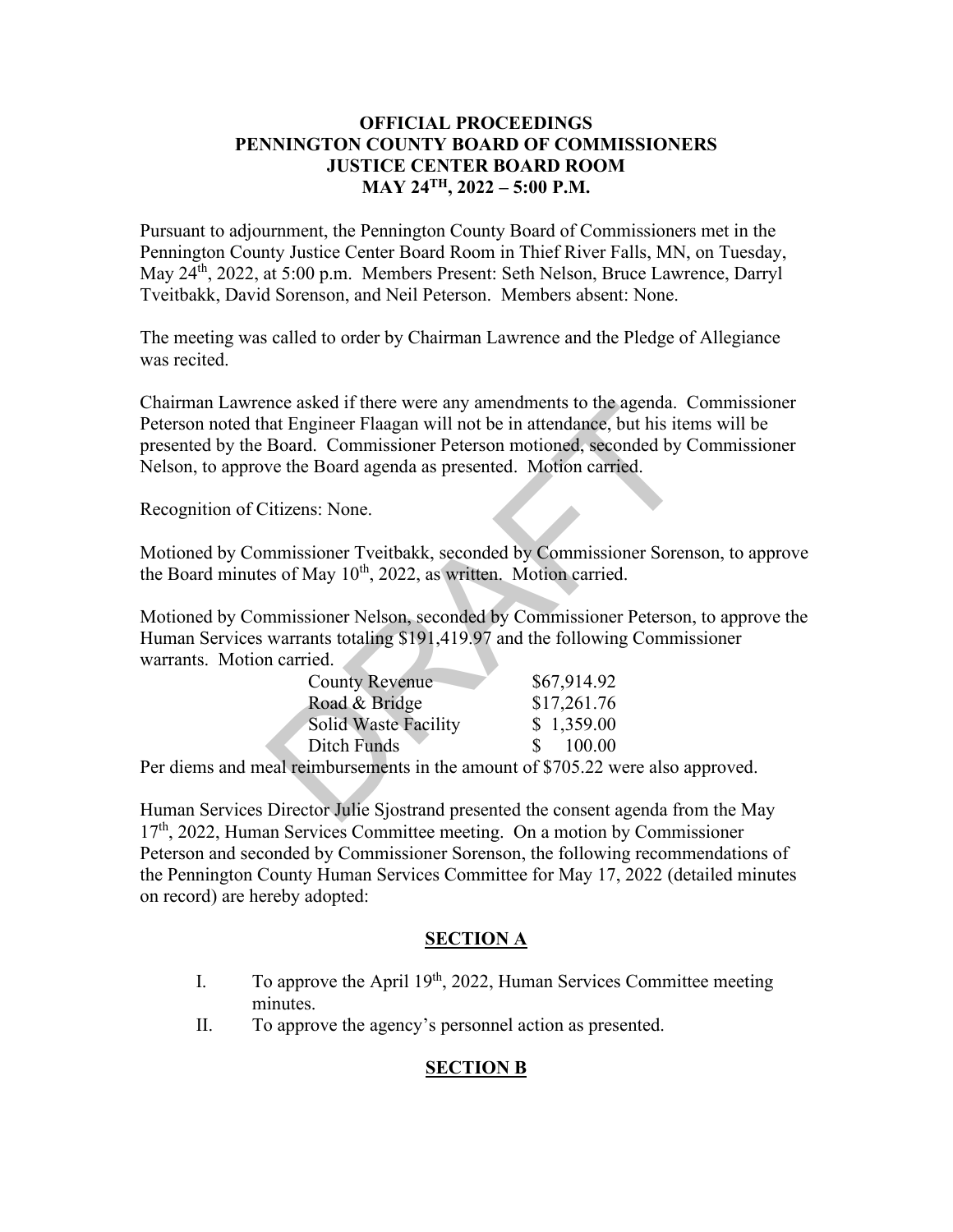**OFFICIAL PROCEEDINGS**
**PENNINGTON COUNTY BOARD OF COMMISSIONERS**
**JUSTICE CENTER BOARD ROOM**
**MAY 24TH, 2022 – 5:00 P.M.**

Pursuant to adjournment, the Pennington County Board of Commissioners met in the Pennington County Justice Center Board Room in Thief River Falls, MN, on Tuesday, May 24th, 2022, at 5:00 p.m. Members Present: Seth Nelson, Bruce Lawrence, Darryl Tveitbakk, David Sorenson, and Neil Peterson. Members absent: None.

The meeting was called to order by Chairman Lawrence and the Pledge of Allegiance was recited.

Chairman Lawrence asked if there were any amendments to the agenda. Commissioner Peterson noted that Engineer Flaagan will not be in attendance, but his items will be presented by the Board. Commissioner Peterson motioned, seconded by Commissioner Nelson, to approve the Board agenda as presented. Motion carried.

Recognition of Citizens: None.

Motioned by Commissioner Tveitbakk, seconded by Commissioner Sorenson, to approve the Board minutes of May 10th, 2022, as written. Motion carried.

Motioned by Commissioner Nelson, seconded by Commissioner Peterson, to approve the Human Services warrants totaling $191,419.97 and the following Commissioner warrants. Motion carried.

| | |
|---|---|
| County Revenue | $67,914.92 |
| Road & Bridge | $17,261.76 |
| Solid Waste Facility | $ 1,359.00 |
| Ditch Funds | $ 100.00 |

Per diems and meal reimbursements in the amount of $705.22 were also approved.

Human Services Director Julie Sjostrand presented the consent agenda from the May 17th, 2022, Human Services Committee meeting. On a motion by Commissioner Peterson and seconded by Commissioner Sorenson, the following recommendations of the Pennington County Human Services Committee for May 17, 2022 (detailed minutes on record) are hereby adopted:

**SECTION A**

I. To approve the April 19th, 2022, Human Services Committee meeting minutes.

II. To approve the agency's personnel action as presented.

**SECTION B**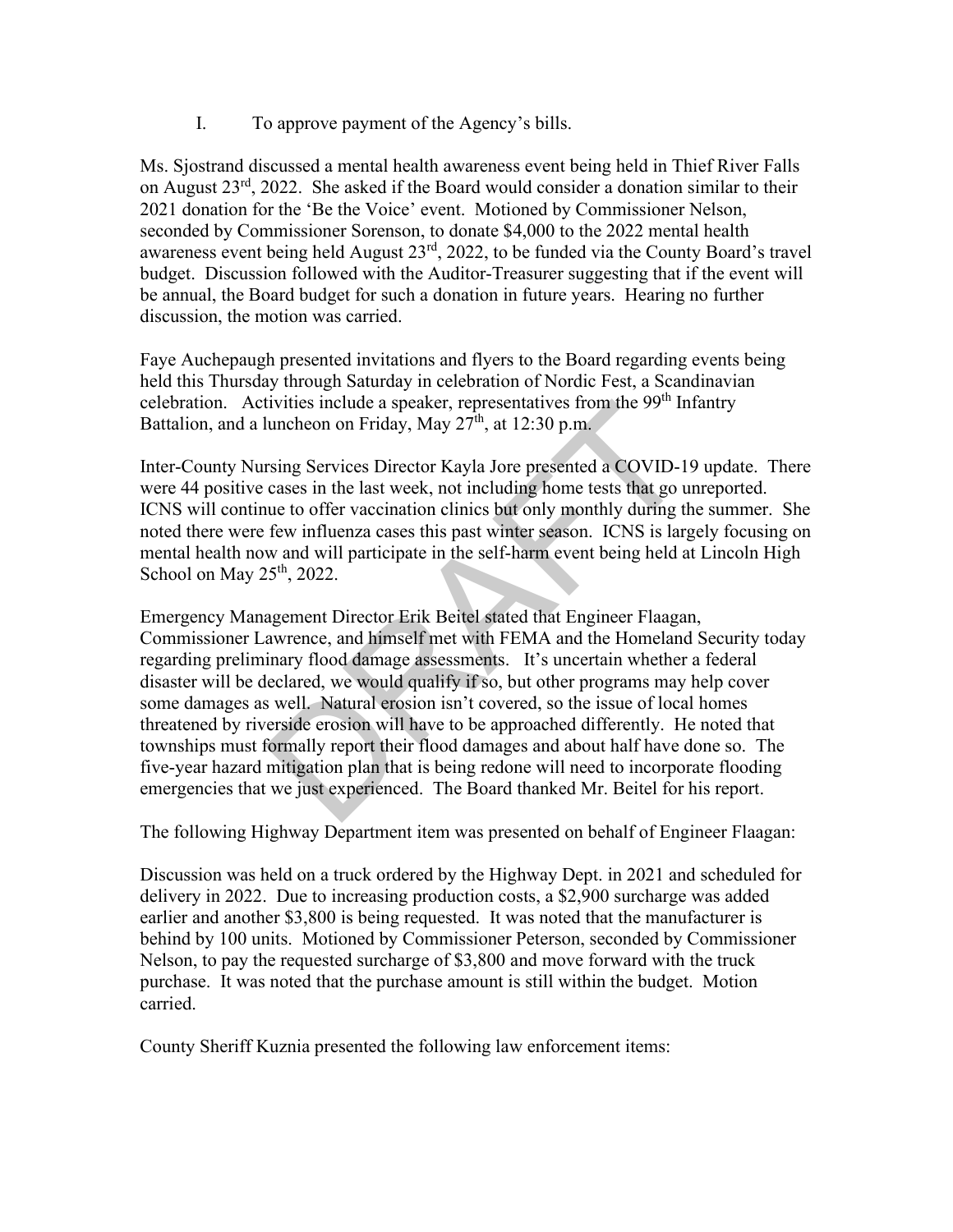I. To approve payment of the Agency's bills.

Ms. Sjostrand discussed a mental health awareness event being held in Thief River Falls on August 23rd, 2022. She asked if the Board would consider a donation similar to their 2021 donation for the 'Be the Voice' event. Motioned by Commissioner Nelson, seconded by Commissioner Sorenson, to donate $4,000 to the 2022 mental health awareness event being held August 23rd, 2022, to be funded via the County Board's travel budget. Discussion followed with the Auditor-Treasurer suggesting that if the event will be annual, the Board budget for such a donation in future years. Hearing no further discussion, the motion was carried.

Faye Auchepaugh presented invitations and flyers to the Board regarding events being held this Thursday through Saturday in celebration of Nordic Fest, a Scandinavian celebration. Activities include a speaker, representatives from the 99th Infantry Battalion, and a luncheon on Friday, May 27th, at 12:30 p.m.

Inter-County Nursing Services Director Kayla Jore presented a COVID-19 update. There were 44 positive cases in the last week, not including home tests that go unreported. ICNS will continue to offer vaccination clinics but only monthly during the summer. She noted there were few influenza cases this past winter season. ICNS is largely focusing on mental health now and will participate in the self-harm event being held at Lincoln High School on May 25th, 2022.

Emergency Management Director Erik Beitel stated that Engineer Flaagan, Commissioner Lawrence, and himself met with FEMA and the Homeland Security today regarding preliminary flood damage assessments. It's uncertain whether a federal disaster will be declared, we would qualify if so, but other programs may help cover some damages as well. Natural erosion isn't covered, so the issue of local homes threatened by riverside erosion will have to be approached differently. He noted that townships must formally report their flood damages and about half have done so. The five-year hazard mitigation plan that is being redone will need to incorporate flooding emergencies that we just experienced. The Board thanked Mr. Beitel for his report.

The following Highway Department item was presented on behalf of Engineer Flaagan:

Discussion was held on a truck ordered by the Highway Dept. in 2021 and scheduled for delivery in 2022. Due to increasing production costs, a $2,900 surcharge was added earlier and another $3,800 is being requested. It was noted that the manufacturer is behind by 100 units. Motioned by Commissioner Peterson, seconded by Commissioner Nelson, to pay the requested surcharge of $3,800 and move forward with the truck purchase. It was noted that the purchase amount is still within the budget. Motion carried.

County Sheriff Kuznia presented the following law enforcement items: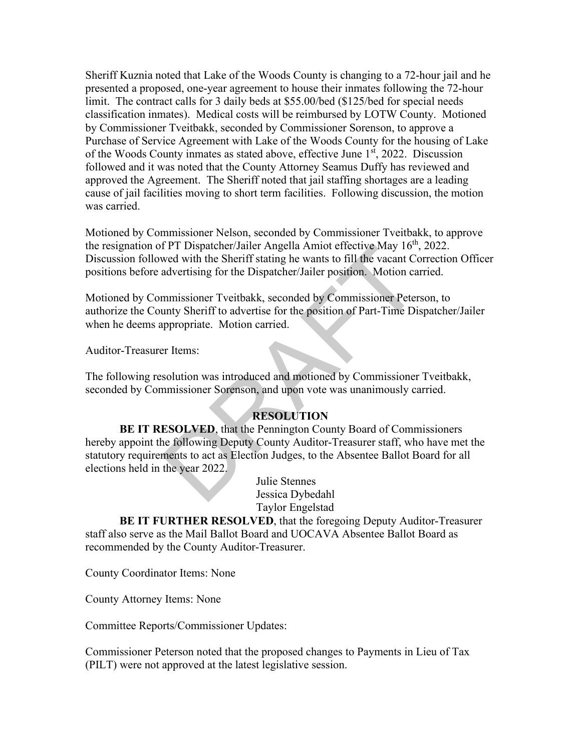Sheriff Kuznia noted that Lake of the Woods County is changing to a 72-hour jail and he presented a proposed, one-year agreement to house their inmates following the 72-hour limit. The contract calls for 3 daily beds at $55.00/bed ($125/bed for special needs classification inmates). Medical costs will be reimbursed by LOTW County. Motioned by Commissioner Tveitbakk, seconded by Commissioner Sorenson, to approve a Purchase of Service Agreement with Lake of the Woods County for the housing of Lake of the Woods County inmates as stated above, effective June 1st, 2022. Discussion followed and it was noted that the County Attorney Seamus Duffy has reviewed and approved the Agreement. The Sheriff noted that jail staffing shortages are a leading cause of jail facilities moving to short term facilities. Following discussion, the motion was carried.

Motioned by Commissioner Nelson, seconded by Commissioner Tveitbakk, to approve the resignation of PT Dispatcher/Jailer Angella Amiot effective May 16th, 2022. Discussion followed with the Sheriff stating he wants to fill the vacant Correction Officer positions before advertising for the Dispatcher/Jailer position. Motion carried.

Motioned by Commissioner Tveitbakk, seconded by Commissioner Peterson, to authorize the County Sheriff to advertise for the position of Part-Time Dispatcher/Jailer when he deems appropriate. Motion carried.

Auditor-Treasurer Items:

The following resolution was introduced and motioned by Commissioner Tveitbakk, seconded by Commissioner Sorenson, and upon vote was unanimously carried.

**RESOLUTION**

**BE IT RESOLVED**, that the Pennington County Board of Commissioners hereby appoint the following Deputy County Auditor-Treasurer staff, who have met the statutory requirements to act as Election Judges, to the Absentee Ballot Board for all elections held in the year 2022.

Julie Stennes
Jessica Dybedahl
Taylor Engelstad

**BE IT FURTHER RESOLVED**, that the foregoing Deputy Auditor-Treasurer staff also serve as the Mail Ballot Board and UOCAVA Absentee Ballot Board as recommended by the County Auditor-Treasurer.

County Coordinator Items: None

County Attorney Items: None

Committee Reports/Commissioner Updates:

Commissioner Peterson noted that the proposed changes to Payments in Lieu of Tax (PILT) were not approved at the latest legislative session.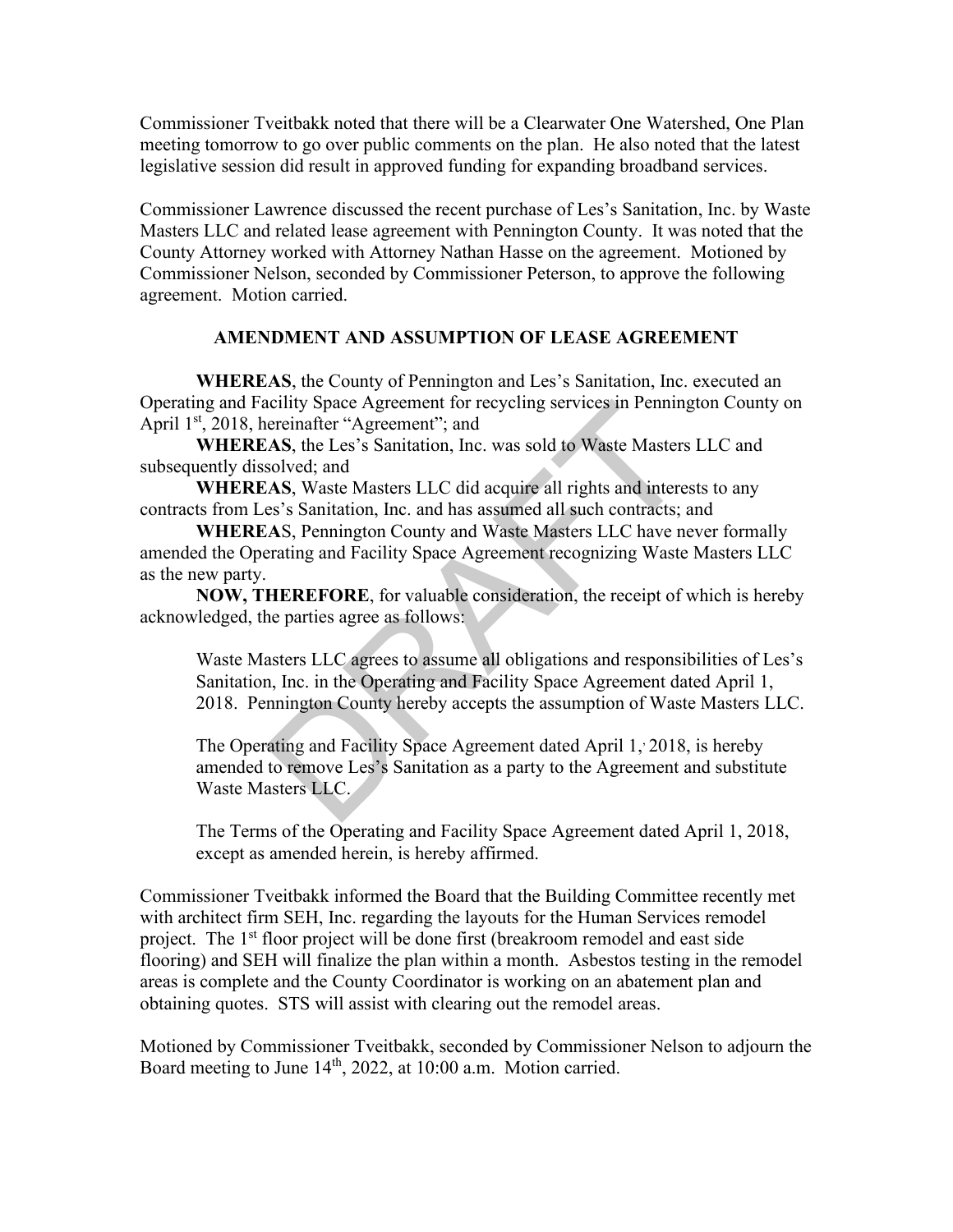Commissioner Tveitbakk noted that there will be a Clearwater One Watershed, One Plan meeting tomorrow to go over public comments on the plan. He also noted that the latest legislative session did result in approved funding for expanding broadband services.

Commissioner Lawrence discussed the recent purchase of Les's Sanitation, Inc. by Waste Masters LLC and related lease agreement with Pennington County. It was noted that the County Attorney worked with Attorney Nathan Hasse on the agreement. Motioned by Commissioner Nelson, seconded by Commissioner Peterson, to approve the following agreement. Motion carried.

## AMENDMENT AND ASSUMPTION OF LEASE AGREEMENT

**WHEREAS**, the County of Pennington and Les's Sanitation, Inc. executed an Operating and Facility Space Agreement for recycling services in Pennington County on April 1st, 2018, hereinafter "Agreement"; and

**WHEREAS**, the Les's Sanitation, Inc. was sold to Waste Masters LLC and subsequently dissolved; and

**WHEREAS**, Waste Masters LLC did acquire all rights and interests to any contracts from Les's Sanitation, Inc. and has assumed all such contracts; and

**WHEREAS**, Pennington County and Waste Masters LLC have never formally amended the Operating and Facility Space Agreement recognizing Waste Masters LLC as the new party.

**NOW, THEREFORE**, for valuable consideration, the receipt of which is hereby acknowledged, the parties agree as follows:

> Waste Masters LLC agrees to assume all obligations and responsibilities of Les's Sanitation, Inc. in the Operating and Facility Space Agreement dated April 1, 2018. Pennington County hereby accepts the assumption of Waste Masters LLC.
>
> The Operating and Facility Space Agreement dated April 1, 2018, is hereby amended to remove Les's Sanitation as a party to the Agreement and substitute Waste Masters LLC.
>
> The Terms of the Operating and Facility Space Agreement dated April 1, 2018, except as amended herein, is hereby affirmed.

Commissioner Tveitbakk informed the Board that the Building Committee recently met with architect firm SEH, Inc. regarding the layouts for the Human Services remodel project. The 1st floor project will be done first (breakroom remodel and east side flooring) and SEH will finalize the plan within a month. Asbestos testing in the remodel areas is complete and the County Coordinator is working on an abatement plan and obtaining quotes. STS will assist with clearing out the remodel areas.

Motioned by Commissioner Tveitbakk, seconded by Commissioner Nelson to adjourn the Board meeting to June 14th, 2022, at 10:00 a.m. Motion carried.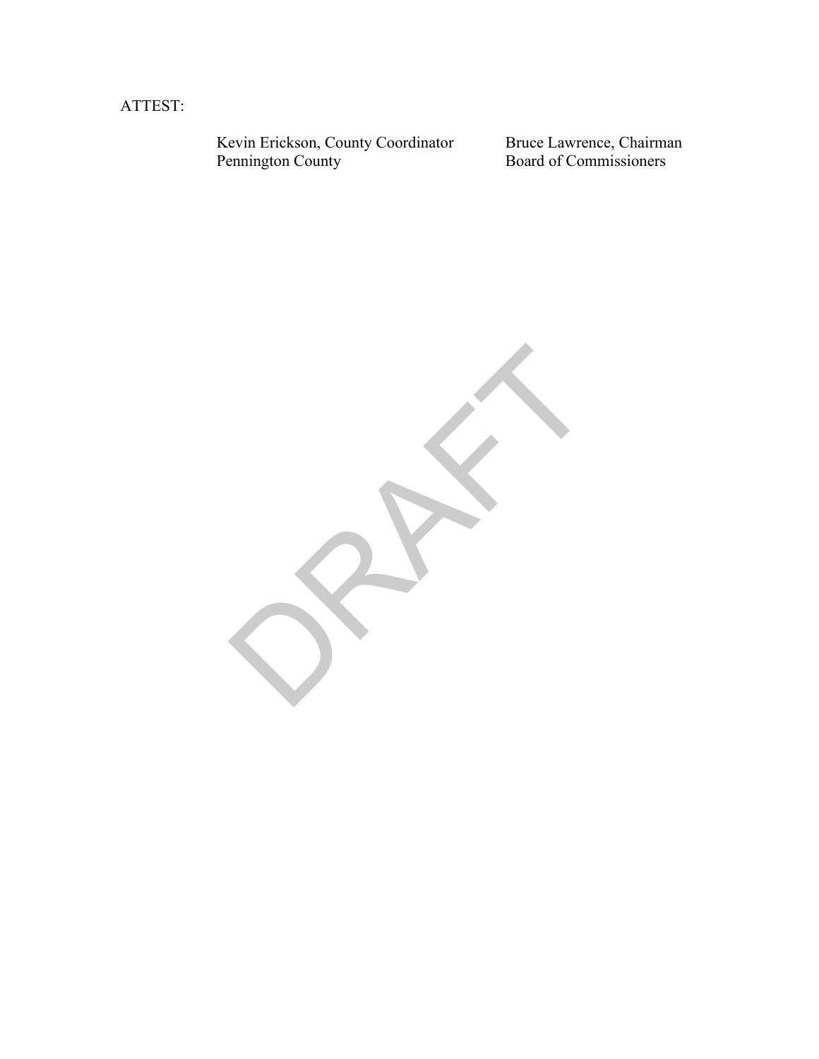ATTEST:

Kevin Erickson, County Coordinator
Pennington County

Bruce Lawrence, Chairman
Board of Commissioners

DRAFT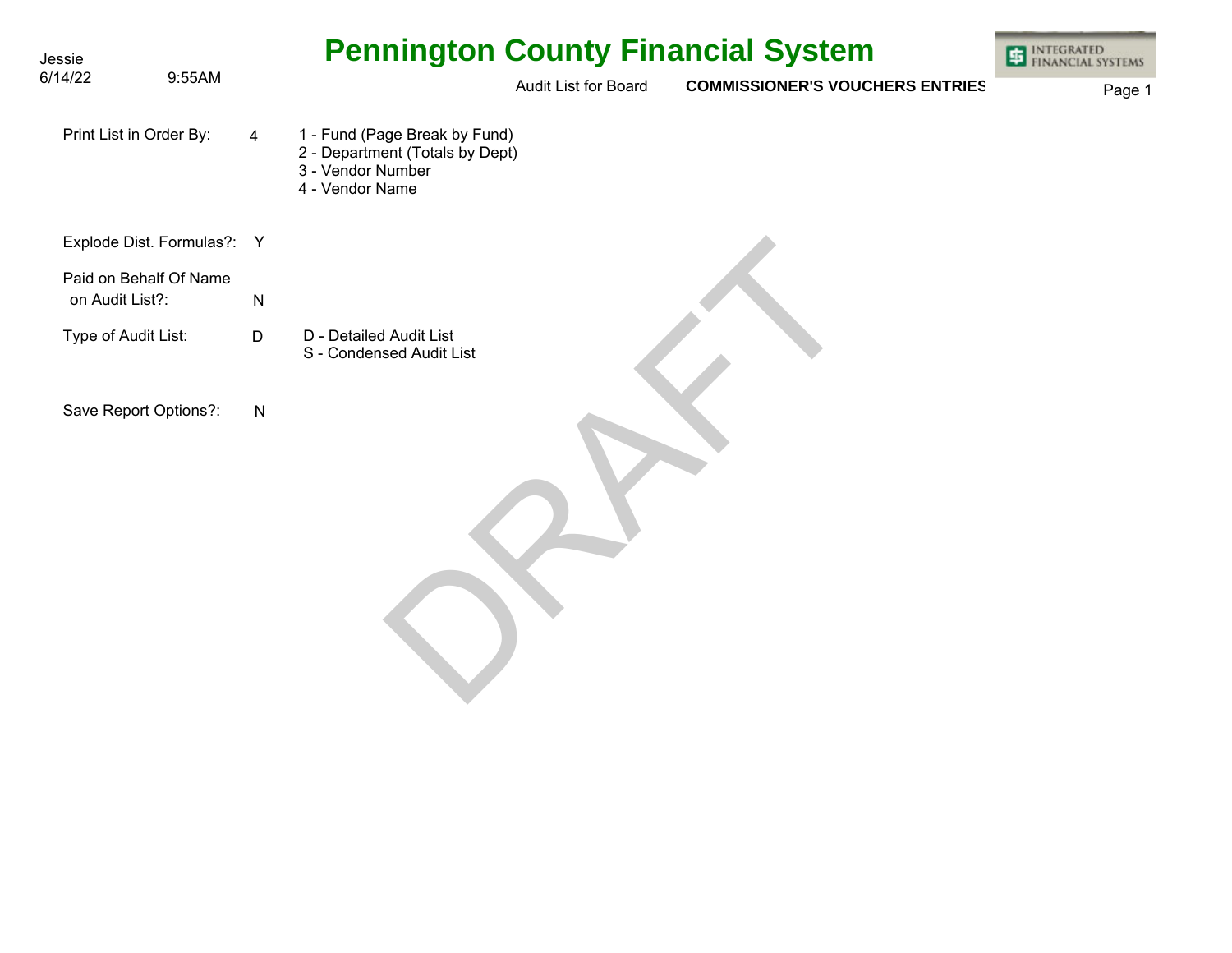Jessie
6/14/22 9:55AM

# Pennington County Financial System

Audit List for Board **COMMISSIONER'S VOUCHERS ENTRIES**

INTEGRATED FINANCIAL SYSTEMS

| | | |
|---|---|---|
| Print List in Order By: | 4 | 1 - Fund (Page Break by Fund)<br>2 - Department (Totals by Dept)<br>3 - Vendor Number<br>4 - Vendor Name |
| Explode Dist. Formulas?: | Y | |
| Paid on Behalf Of Name on Audit List?: | N | |
| Type of Audit List: | D | D - Detailed Audit List<br>S - Condensed Audit List |
| Save Report Options?: | N | |

DRAFT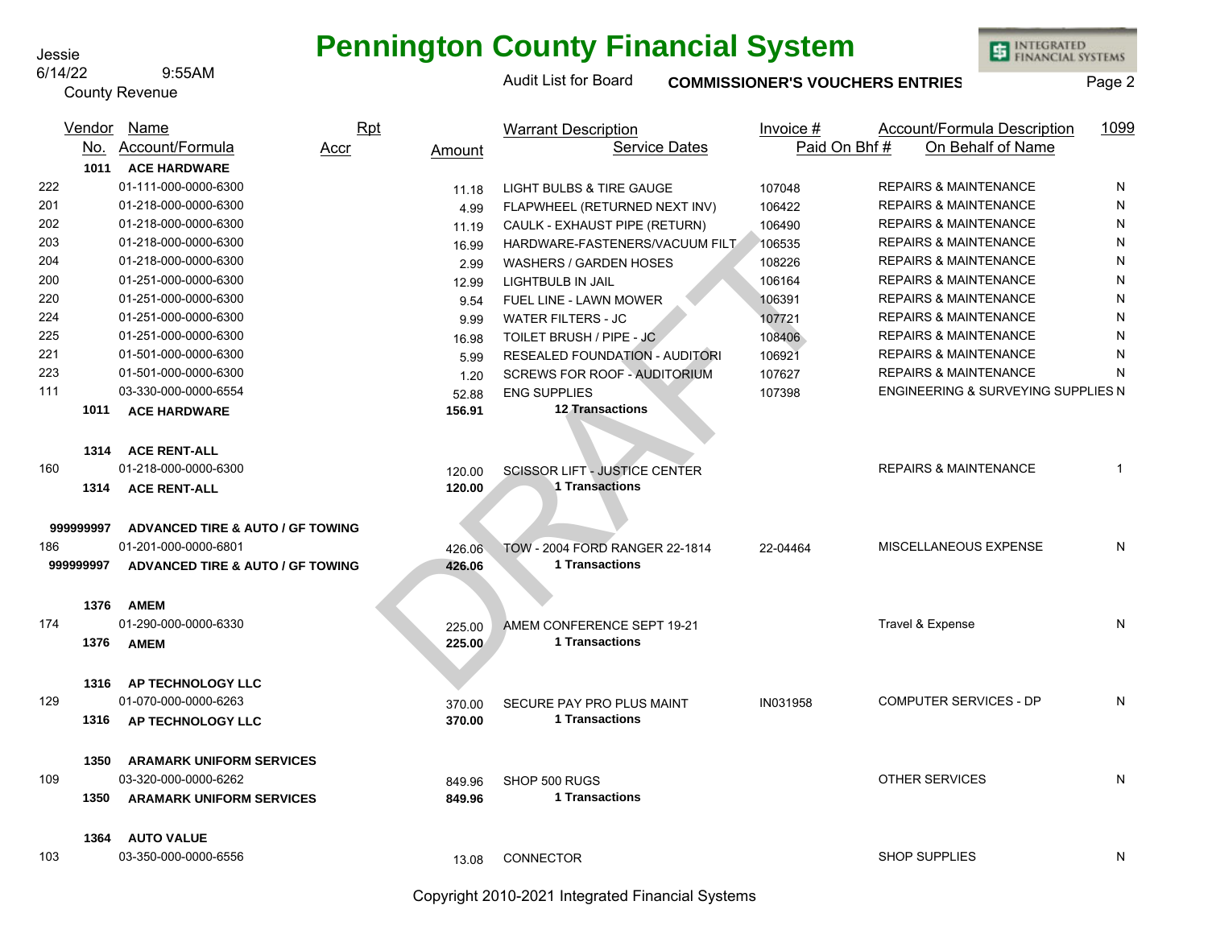Jessie
6/14/22 9:55AM
County Revenue

# Pennington County Financial System

Audit List for Board **COMMISSIONER'S VOUCHERS ENTRIES**

| Vendor No. | Name / Account/Formula | Rpt Accr | Amount | Warrant Description / Service Dates | Invoice # / Paid On Bhf # | Account/Formula Description / On Behalf of Name | 1099 |
|---|---|---|---|---|---|---|---|
| **1011** | **ACE HARDWARE** | | | | | | |
| 222 | 01-111-000-0000-6300 | | 11.18 | LIGHT BULBS & TIRE GAUGE | 107048 | REPAIRS & MAINTENANCE | N |
| 201 | 01-218-000-0000-6300 | | 4.99 | FLAPWHEEL (RETURNED NEXT INV) | 106422 | REPAIRS & MAINTENANCE | N |
| 202 | 01-218-000-0000-6300 | | 11.19 | CAULK - EXHAUST PIPE (RETURN) | 106490 | REPAIRS & MAINTENANCE | N |
| 203 | 01-218-000-0000-6300 | | 16.99 | HARDWARE-FASTENERS/VACUUM FILT | 106535 | REPAIRS & MAINTENANCE | N |
| 204 | 01-218-000-0000-6300 | | 2.99 | WASHERS / GARDEN HOSES | 108226 | REPAIRS & MAINTENANCE | N |
| 200 | 01-251-000-0000-6300 | | 12.99 | LIGHTBULB IN JAIL | 106164 | REPAIRS & MAINTENANCE | N |
| 220 | 01-251-000-0000-6300 | | 9.54 | FUEL LINE - LAWN MOWER | 106391 | REPAIRS & MAINTENANCE | N |
| 224 | 01-251-000-0000-6300 | | 9.99 | WATER FILTERS - JC | 107721 | REPAIRS & MAINTENANCE | N |
| 225 | 01-251-000-0000-6300 | | 16.98 | TOILET BRUSH / PIPE - JC | 108406 | REPAIRS & MAINTENANCE | N |
| 221 | 01-501-000-0000-6300 | | 5.99 | RESEALED FOUNDATION - AUDITORI | 106921 | REPAIRS & MAINTENANCE | N |
| 223 | 01-501-000-0000-6300 | | 1.20 | SCREWS FOR ROOF - AUDITORIUM | 107627 | REPAIRS & MAINTENANCE | N |
| 111 | 03-330-000-0000-6554 | | 52.88 | ENG SUPPLIES | 107398 | ENGINEERING & SURVEYING SUPPLIES | N |
| **1011** | **ACE HARDWARE** | | **156.91** | **12 Transactions** | | | |
| **1314** | **ACE RENT-ALL** | | | | | | |
| 160 | 01-218-000-0000-6300 | | 120.00 | SCISSOR LIFT - JUSTICE CENTER | | REPAIRS & MAINTENANCE | 1 |
| **1314** | **ACE RENT-ALL** | | **120.00** | **1 Transactions** | | | |
| **999999997** | **ADVANCED TIRE & AUTO / GF TOWING** | | | | | | |
| 186 | 01-201-000-0000-6801 | | 426.06 | TOW - 2004 FORD RANGER 22-1814 | 22-04464 | MISCELLANEOUS EXPENSE | N |
| **999999997** | **ADVANCED TIRE & AUTO / GF TOWING** | | **426.06** | **1 Transactions** | | | |
| **1376** | **AMEM** | | | | | | |
| 174 | 01-290-000-0000-6330 | | 225.00 | AMEM CONFERENCE SEPT 19-21 | | Travel & Expense | N |
| **1376** | **AMEM** | | **225.00** | **1 Transactions** | | | |
| **1316** | **AP TECHNOLOGY LLC** | | | | | | |
| 129 | 01-070-000-0000-6263 | | 370.00 | SECURE PAY PRO PLUS MAINT | IN031958 | COMPUTER SERVICES - DP | N |
| **1316** | **AP TECHNOLOGY LLC** | | **370.00** | **1 Transactions** | | | |
| **1350** | **ARAMARK UNIFORM SERVICES** | | | | | | |
| 109 | 03-320-000-0000-6262 | | 849.96 | SHOP 500 RUGS | | OTHER SERVICES | N |
| **1350** | **ARAMARK UNIFORM SERVICES** | | **849.96** | **1 Transactions** | | | |
| **1364** | **AUTO VALUE** | | | | | | |
| 103 | 03-350-000-0000-6556 | | 13.08 | CONNECTOR | | SHOP SUPPLIES | N |

Copyright 2010-2021 Integrated Financial Systems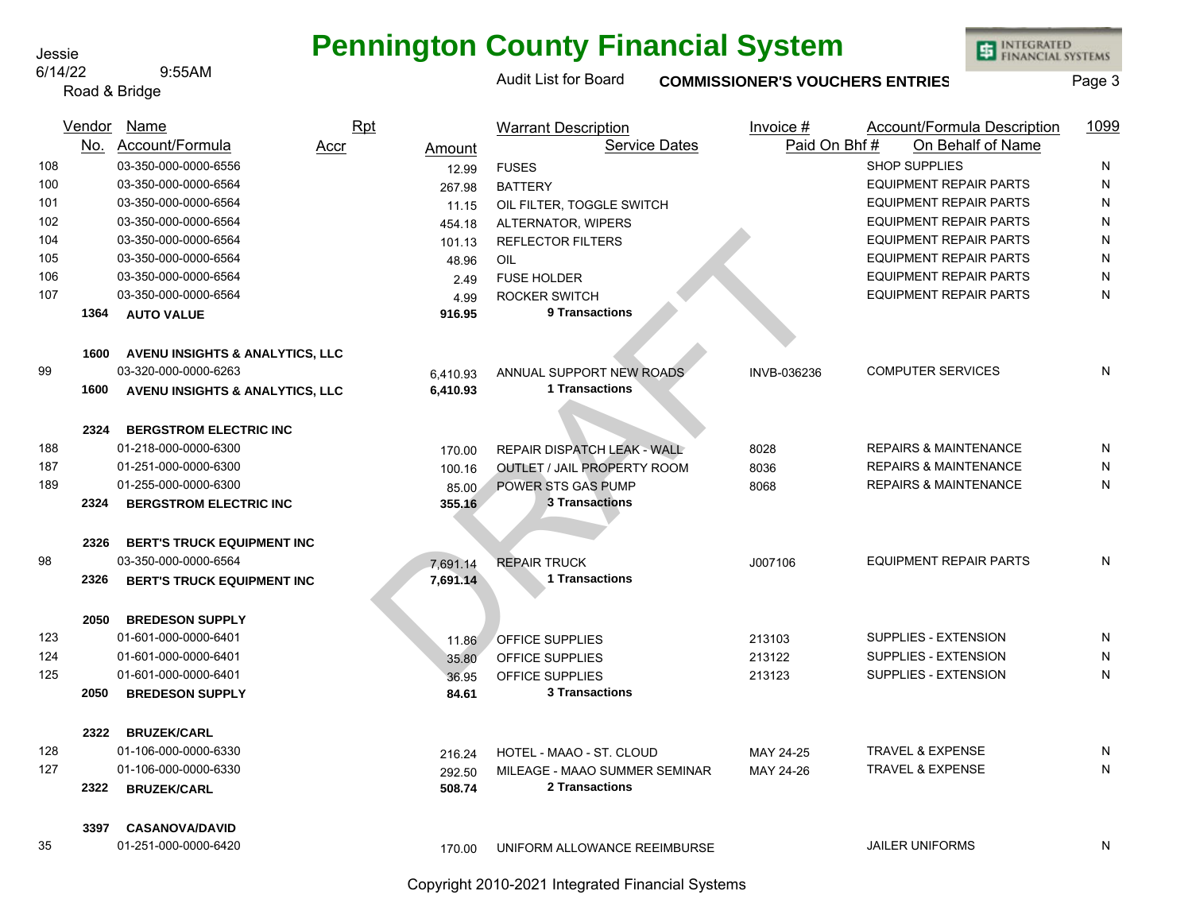# Pennington County Financial System

Jessie
6/14/22 9:55AM
Road & Bridge

Audit List for Board **COMMISSIONER'S VOUCHERS ENTRIES**

| Vendor No. | Name / Account/Formula | Rpt Accr | Amount | Warrant Description / Service Dates | Invoice # / Paid On Bhf # | Account/Formula Description / On Behalf of Name | 1099 |
|---|---|---|---|---|---|---|---|
| 108 | 03-350-000-0000-6556 | | 12.99 | FUSES | | SHOP SUPPLIES | N |
| 100 | 03-350-000-0000-6564 | | 267.98 | BATTERY | | EQUIPMENT REPAIR PARTS | N |
| 101 | 03-350-000-0000-6564 | | 11.15 | OIL FILTER, TOGGLE SWITCH | | EQUIPMENT REPAIR PARTS | N |
| 102 | 03-350-000-0000-6564 | | 454.18 | ALTERNATOR, WIPERS | | EQUIPMENT REPAIR PARTS | N |
| 104 | 03-350-000-0000-6564 | | 101.13 | REFLECTOR FILTERS | | EQUIPMENT REPAIR PARTS | N |
| 105 | 03-350-000-0000-6564 | | 48.96 | OIL | | EQUIPMENT REPAIR PARTS | N |
| 106 | 03-350-000-0000-6564 | | 2.49 | FUSE HOLDER | | EQUIPMENT REPAIR PARTS | N |
| 107 | 03-350-000-0000-6564 | | 4.99 | ROCKER SWITCH | | EQUIPMENT REPAIR PARTS | N |
| **1364** | **AUTO VALUE** | | **916.95** | **9 Transactions** | | | |
| **1600** | **AVENU INSIGHTS & ANALYTICS, LLC** | | | | | | |
| 99 | 03-320-000-0000-6263 | | 6,410.93 | ANNUAL SUPPORT NEW ROADS | INVB-036236 | COMPUTER SERVICES | N |
| **1600** | **AVENU INSIGHTS & ANALYTICS, LLC** | | **6,410.93** | **1 Transactions** | | | |
| **2324** | **BERGSTROM ELECTRIC INC** | | | | | | |
| 188 | 01-218-000-0000-6300 | | 170.00 | REPAIR DISPATCH LEAK - WALL | 8028 | REPAIRS & MAINTENANCE | N |
| 187 | 01-251-000-0000-6300 | | 100.16 | OUTLET / JAIL PROPERTY ROOM | 8036 | REPAIRS & MAINTENANCE | N |
| 189 | 01-255-000-0000-6300 | | 85.00 | POWER STS GAS PUMP | 8068 | REPAIRS & MAINTENANCE | N |
| **2324** | **BERGSTROM ELECTRIC INC** | | **355.16** | **3 Transactions** | | | |
| **2326** | **BERT'S TRUCK EQUIPMENT INC** | | | | | | |
| 98 | 03-350-000-0000-6564 | | 7,691.14 | REPAIR TRUCK | J007106 | EQUIPMENT REPAIR PARTS | N |
| **2326** | **BERT'S TRUCK EQUIPMENT INC** | | **7,691.14** | **1 Transactions** | | | |
| **2050** | **BREDESON SUPPLY** | | | | | | |
| 123 | 01-601-000-0000-6401 | | 11.86 | OFFICE SUPPLIES | 213103 | SUPPLIES - EXTENSION | N |
| 124 | 01-601-000-0000-6401 | | 35.80 | OFFICE SUPPLIES | 213122 | SUPPLIES - EXTENSION | N |
| 125 | 01-601-000-0000-6401 | | 36.95 | OFFICE SUPPLIES | 213123 | SUPPLIES - EXTENSION | N |
| **2050** | **BREDESON SUPPLY** | | **84.61** | **3 Transactions** | | | |
| **2322** | **BRUZEK/CARL** | | | | | | |
| 128 | 01-106-000-0000-6330 | | 216.24 | HOTEL - MAAO - ST. CLOUD | MAY 24-25 | TRAVEL & EXPENSE | N |
| 127 | 01-106-000-0000-6330 | | 292.50 | MILEAGE - MAAO SUMMER SEMINAR | MAY 24-26 | TRAVEL & EXPENSE | N |
| **2322** | **BRUZEK/CARL** | | **508.74** | **2 Transactions** | | | |
| **3397** | **CASANOVA/DAVID** | | | | | | |
| 35 | 01-251-000-0000-6420 | | 170.00 | UNIFORM ALLOWANCE REEIMBURSE | | JAILER UNIFORMS | N |

DRAFT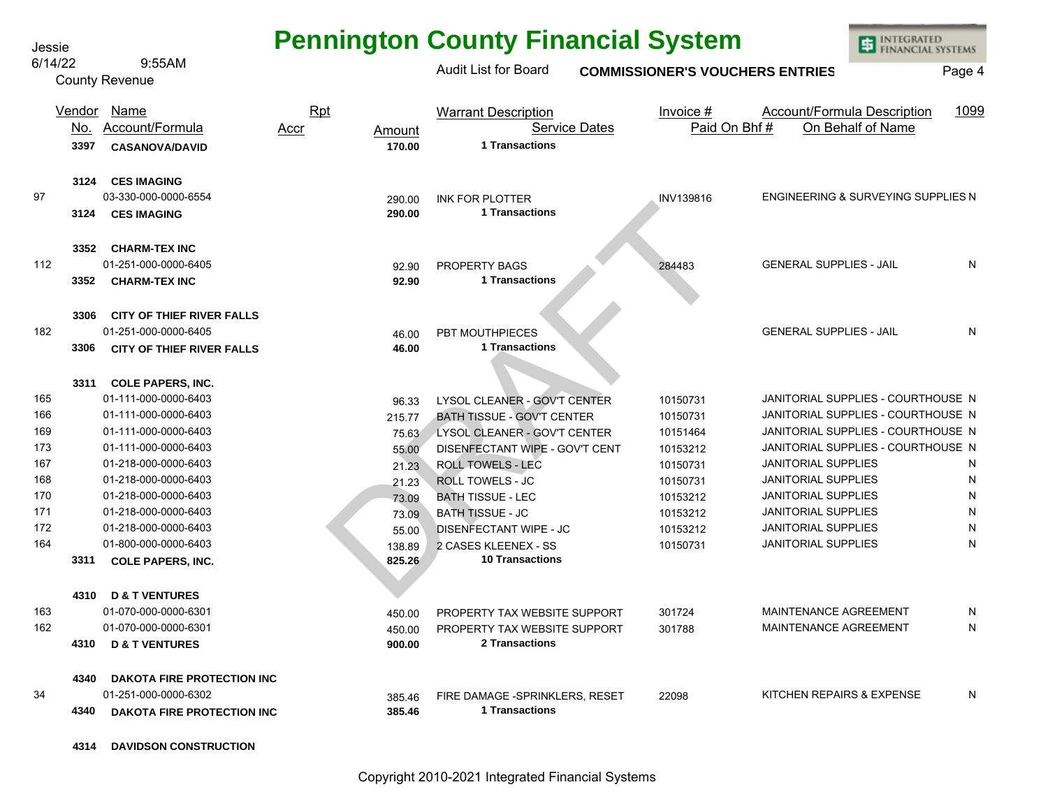Jessie
6/14/22 9:55AM
County Revenue

# Pennington County Financial System

Audit List for Board **COMMISSIONER'S VOUCHERS ENTRIES**

| | Vendor No. | Name / Account/Formula | Rpt Accr | Amount | Warrant Description / Service Dates | Invoice # / Paid On Bhf # | Account/Formula Description / On Behalf of Name | 1099 |
|---|---|---|---|---|---|---|---|---|
| | **3397** | **CASANOVA/DAVID** | | **170.00** | **1 Transactions** | | | |
| | **3124** | **CES IMAGING** | | | | | | |
| 97 | | 03-330-000-0000-6554 | | 290.00 | INK FOR PLOTTER | INV139816 | ENGINEERING & SURVEYING SUPPLIES | N |
| | **3124** | **CES IMAGING** | | **290.00** | **1 Transactions** | | | |
| | **3352** | **CHARM-TEX INC** | | | | | | |
| 112 | | 01-251-000-0000-6405 | | 92.90 | PROPERTY BAGS | 284483 | GENERAL SUPPLIES - JAIL | N |
| | **3352** | **CHARM-TEX INC** | | **92.90** | **1 Transactions** | | | |
| | **3306** | **CITY OF THIEF RIVER FALLS** | | | | | | |
| 182 | | 01-251-000-0000-6405 | | 46.00 | PBT MOUTHPIECES | | GENERAL SUPPLIES - JAIL | N |
| | **3306** | **CITY OF THIEF RIVER FALLS** | | **46.00** | **1 Transactions** | | | |
| | **3311** | **COLE PAPERS, INC.** | | | | | | |
| 165 | | 01-111-000-0000-6403 | | 96.33 | LYSOL CLEANER - GOV'T CENTER | 10150731 | JANITORIAL SUPPLIES - COURTHOUSE | N |
| 166 | | 01-111-000-0000-6403 | | 215.77 | BATH TISSUE - GOV'T CENTER | 10150731 | JANITORIAL SUPPLIES - COURTHOUSE | N |
| 169 | | 01-111-000-0000-6403 | | 75.63 | LYSOL CLEANER - GOV'T CENTER | 10151464 | JANITORIAL SUPPLIES - COURTHOUSE | N |
| 173 | | 01-111-000-0000-6403 | | 55.00 | DISENFECTANT WIPE - GOV'T CENT | 10153212 | JANITORIAL SUPPLIES - COURTHOUSE | N |
| 167 | | 01-218-000-0000-6403 | | 21.23 | ROLL TOWELS - LEC | 10150731 | JANITORIAL SUPPLIES | N |
| 168 | | 01-218-000-0000-6403 | | 21.23 | ROLL TOWELS - JC | 10150731 | JANITORIAL SUPPLIES | N |
| 170 | | 01-218-000-0000-6403 | | 73.09 | BATH TISSUE - LEC | 10153212 | JANITORIAL SUPPLIES | N |
| 171 | | 01-218-000-0000-6403 | | 73.09 | BATH TISSUE - JC | 10153212 | JANITORIAL SUPPLIES | N |
| 172 | | 01-218-000-0000-6403 | | 55.00 | DISENFECTANT WIPE - JC | 10153212 | JANITORIAL SUPPLIES | N |
| 164 | | 01-800-000-0000-6403 | | 138.89 | 2 CASES KLEENEX - SS | 10150731 | JANITORIAL SUPPLIES | N |
| | **3311** | **COLE PAPERS, INC.** | | **825.26** | **10 Transactions** | | | |
| | **4310** | **D & T VENTURES** | | | | | | |
| 163 | | 01-070-000-0000-6301 | | 450.00 | PROPERTY TAX WEBSITE SUPPORT | 301724 | MAINTENANCE AGREEMENT | N |
| 162 | | 01-070-000-0000-6301 | | 450.00 | PROPERTY TAX WEBSITE SUPPORT | 301788 | MAINTENANCE AGREEMENT | N |
| | **4310** | **D & T VENTURES** | | **900.00** | **2 Transactions** | | | |
| | **4340** | **DAKOTA FIRE PROTECTION INC** | | | | | | |
| 34 | | 01-251-000-0000-6302 | | 385.46 | FIRE DAMAGE -SPRINKLERS, RESET | 22098 | KITCHEN REPAIRS & EXPENSE | N |
| | **4340** | **DAKOTA FIRE PROTECTION INC** | | **385.46** | **1 Transactions** | | | |
| | **4314** | **DAVIDSON CONSTRUCTION** | | | | | | |

Copyright 2010-2021 Integrated Financial Systems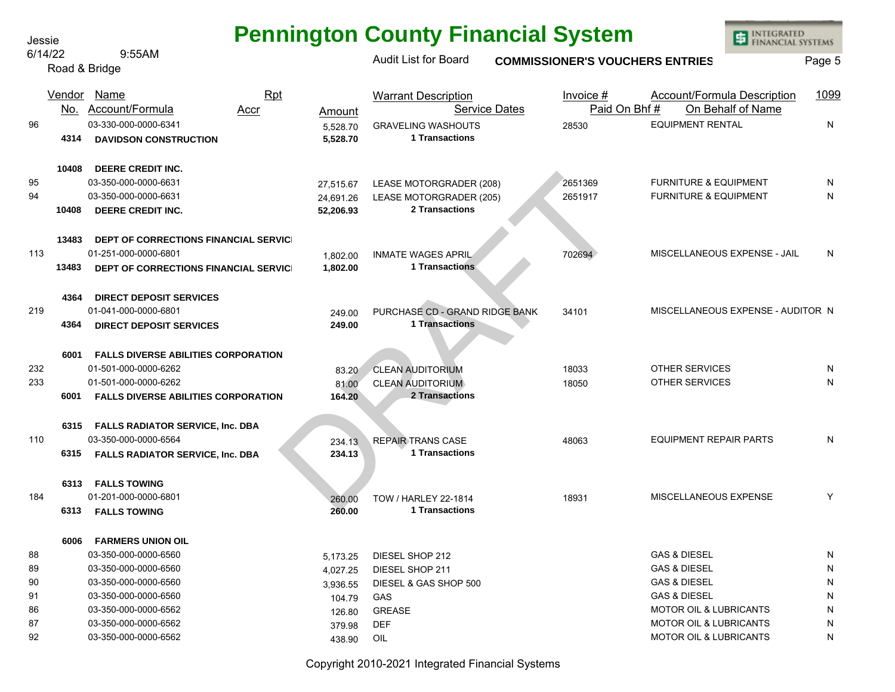# Pennington County Financial System

Jessie
6/14/22 9:55AM
Road & Bridge

Audit List for Board **COMMISSIONER'S VOUCHERS ENTRIES**

DRAFT

| Vendor No. | Name / Account/Formula | Rpt Accr | Amount | Warrant Description / Service Dates | Invoice # / Paid On Bhf # | Account/Formula Description / On Behalf of Name | 1099 |
|---|---|---|---|---|---|---|---|
| 96 | 03-330-000-0000-6341 | | 5,528.70 | GRAVELING WASHOUTS | 28530 | EQUIPMENT RENTAL | N |
| **4314** | **DAVIDSON CONSTRUCTION** | | **5,528.70** | **1 Transactions** | | | |
| **10408** | **DEERE CREDIT INC.** | | | | | | |
| 95 | 03-350-000-0000-6631 | | 27,515.67 | LEASE MOTORGRADER (208) | 2651369 | FURNITURE & EQUIPMENT | N |
| 94 | 03-350-000-0000-6631 | | 24,691.26 | LEASE MOTORGRADER (205) | 2651917 | FURNITURE & EQUIPMENT | N |
| **10408** | **DEERE CREDIT INC.** | | **52,206.93** | **2 Transactions** | | | |
| **13483** | **DEPT OF CORRECTIONS FINANCIAL SERVICI** | | | | | | |
| 113 | 01-251-000-0000-6801 | | 1,802.00 | INMATE WAGES APRIL | 702694 | MISCELLANEOUS EXPENSE - JAIL | N |
| **13483** | **DEPT OF CORRECTIONS FINANCIAL SERVICI** | | **1,802.00** | **1 Transactions** | | | |
| **4364** | **DIRECT DEPOSIT SERVICES** | | | | | | |
| 219 | 01-041-000-0000-6801 | | 249.00 | PURCHASE CD - GRAND RIDGE BANK | 34101 | MISCELLANEOUS EXPENSE - AUDITOR | N |
| **4364** | **DIRECT DEPOSIT SERVICES** | | **249.00** | **1 Transactions** | | | |
| **6001** | **FALLS DIVERSE ABILITIES CORPORATION** | | | | | | |
| 232 | 01-501-000-0000-6262 | | 83.20 | CLEAN AUDITORIUM | 18033 | OTHER SERVICES | N |
| 233 | 01-501-000-0000-6262 | | 81.00 | CLEAN AUDITORIUM | 18050 | OTHER SERVICES | N |
| **6001** | **FALLS DIVERSE ABILITIES CORPORATION** | | **164.20** | **2 Transactions** | | | |
| **6315** | **FALLS RADIATOR SERVICE, Inc. DBA** | | | | | | |
| 110 | 03-350-000-0000-6564 | | 234.13 | REPAIR TRANS CASE | 48063 | EQUIPMENT REPAIR PARTS | N |
| **6315** | **FALLS RADIATOR SERVICE, Inc. DBA** | | **234.13** | **1 Transactions** | | | |
| **6313** | **FALLS TOWING** | | | | | | |
| 184 | 01-201-000-0000-6801 | | 260.00 | TOW / HARLEY 22-1814 | 18931 | MISCELLANEOUS EXPENSE | Y |
| **6313** | **FALLS TOWING** | | **260.00** | **1 Transactions** | | | |
| **6006** | **FARMERS UNION OIL** | | | | | | |
| 88 | 03-350-000-0000-6560 | | 5,173.25 | DIESEL SHOP 212 | | GAS & DIESEL | N |
| 89 | 03-350-000-0000-6560 | | 4,027.25 | DIESEL SHOP 211 | | GAS & DIESEL | N |
| 90 | 03-350-000-0000-6560 | | 3,936.55 | DIESEL & GAS SHOP 500 | | GAS & DIESEL | N |
| 91 | 03-350-000-0000-6560 | | 104.79 | GAS | | GAS & DIESEL | N |
| 86 | 03-350-000-0000-6562 | | 126.80 | GREASE | | MOTOR OIL & LUBRICANTS | N |
| 87 | 03-350-000-0000-6562 | | 379.98 | DEF | | MOTOR OIL & LUBRICANTS | N |
| 92 | 03-350-000-0000-6562 | | 438.90 | OIL | | MOTOR OIL & LUBRICANTS | N |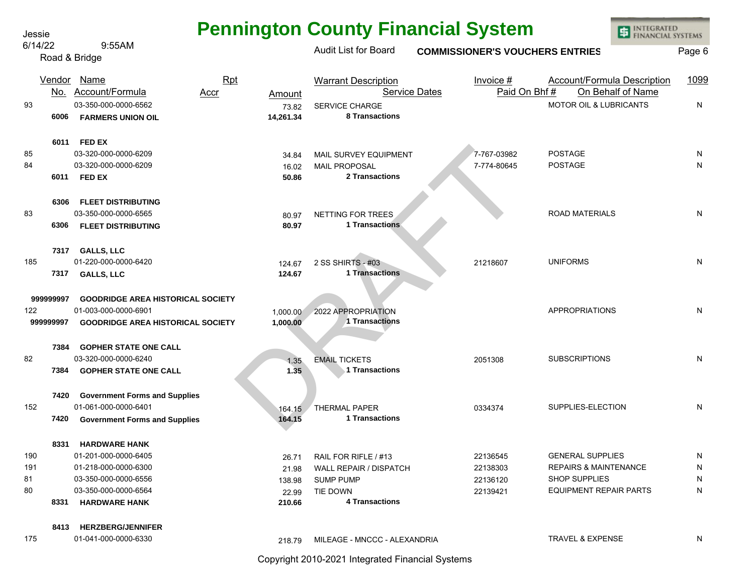Jessie
6/14/22 9:55AM
Road & Bridge

# Pennington County Financial System

Audit List for Board **COMMISSIONER'S VOUCHERS ENTRIES**

| | Vendor No. | Name Account/Formula | Rpt Accr | Amount | Warrant Description Service Dates | Invoice # Paid On Bhf # | Account/Formula Description On Behalf of Name | 1099 |
|---|---|---|---|---|---|---|---|---|
| 93 | | 03-350-000-0000-6562 | | 73.82 | SERVICE CHARGE | | MOTOR OIL & LUBRICANTS | N |
| | **6006** | **FARMERS UNION OIL** | | **14,261.34** | **8 Transactions** | | | |
| | **6011** | **FED EX** | | | | | | |
| 85 | | 03-320-000-0000-6209 | | 34.84 | MAIL SURVEY EQUIPMENT | 7-767-03982 | POSTAGE | N |
| 84 | | 03-320-000-0000-6209 | | 16.02 | MAIL PROPOSAL | 7-774-80645 | POSTAGE | N |
| | **6011** | **FED EX** | | **50.86** | **2 Transactions** | | | |
| | **6306** | **FLEET DISTRIBUTING** | | | | | | |
| 83 | | 03-350-000-0000-6565 | | 80.97 | NETTING FOR TREES | | ROAD MATERIALS | N |
| | **6306** | **FLEET DISTRIBUTING** | | **80.97** | **1 Transactions** | | | |
| | **7317** | **GALLS, LLC** | | | | | | |
| 185 | | 01-220-000-0000-6420 | | 124.67 | 2 SS SHIRTS - #03 | 21218607 | UNIFORMS | N |
| | **7317** | **GALLS, LLC** | | **124.67** | **1 Transactions** | | | |
| | **999999997** | **GOODRIDGE AREA HISTORICAL SOCIETY** | | | | | | |
| 122 | | 01-003-000-0000-6901 | | 1,000.00 | 2022 APPROPRIATION | | APPROPRIATIONS | N |
| | **999999997** | **GOODRIDGE AREA HISTORICAL SOCIETY** | | **1,000.00** | **1 Transactions** | | | |
| | **7384** | **GOPHER STATE ONE CALL** | | | | | | |
| 82 | | 03-320-000-0000-6240 | | 1.35 | EMAIL TICKETS | 2051308 | SUBSCRIPTIONS | N |
| | **7384** | **GOPHER STATE ONE CALL** | | **1.35** | **1 Transactions** | | | |
| | **7420** | **Government Forms and Supplies** | | | | | | |
| 152 | | 01-061-000-0000-6401 | | 164.15 | THERMAL PAPER | 0334374 | SUPPLIES-ELECTION | N |
| | **7420** | **Government Forms and Supplies** | | **164.15** | **1 Transactions** | | | |
| | **8331** | **HARDWARE HANK** | | | | | | |
| 190 | | 01-201-000-0000-6405 | | 26.71 | RAIL FOR RIFLE / #13 | 22136545 | GENERAL SUPPLIES | N |
| 191 | | 01-218-000-0000-6300 | | 21.98 | WALL REPAIR / DISPATCH | 22138303 | REPAIRS & MAINTENANCE | N |
| 81 | | 03-350-000-0000-6556 | | 138.98 | SUMP PUMP | 22136120 | SHOP SUPPLIES | N |
| 80 | | 03-350-000-0000-6564 | | 22.99 | TIE DOWN | 22139421 | EQUIPMENT REPAIR PARTS | N |
| | **8331** | **HARDWARE HANK** | | **210.66** | **4 Transactions** | | | |
| | **8413** | **HERZBERG/JENNIFER** | | | | | | |
| 175 | | 01-041-000-0000-6330 | | 218.79 | MILEAGE - MNCCC - ALEXANDRIA | | TRAVEL & EXPENSE | N |

Copyright 2010-2021 Integrated Financial Systems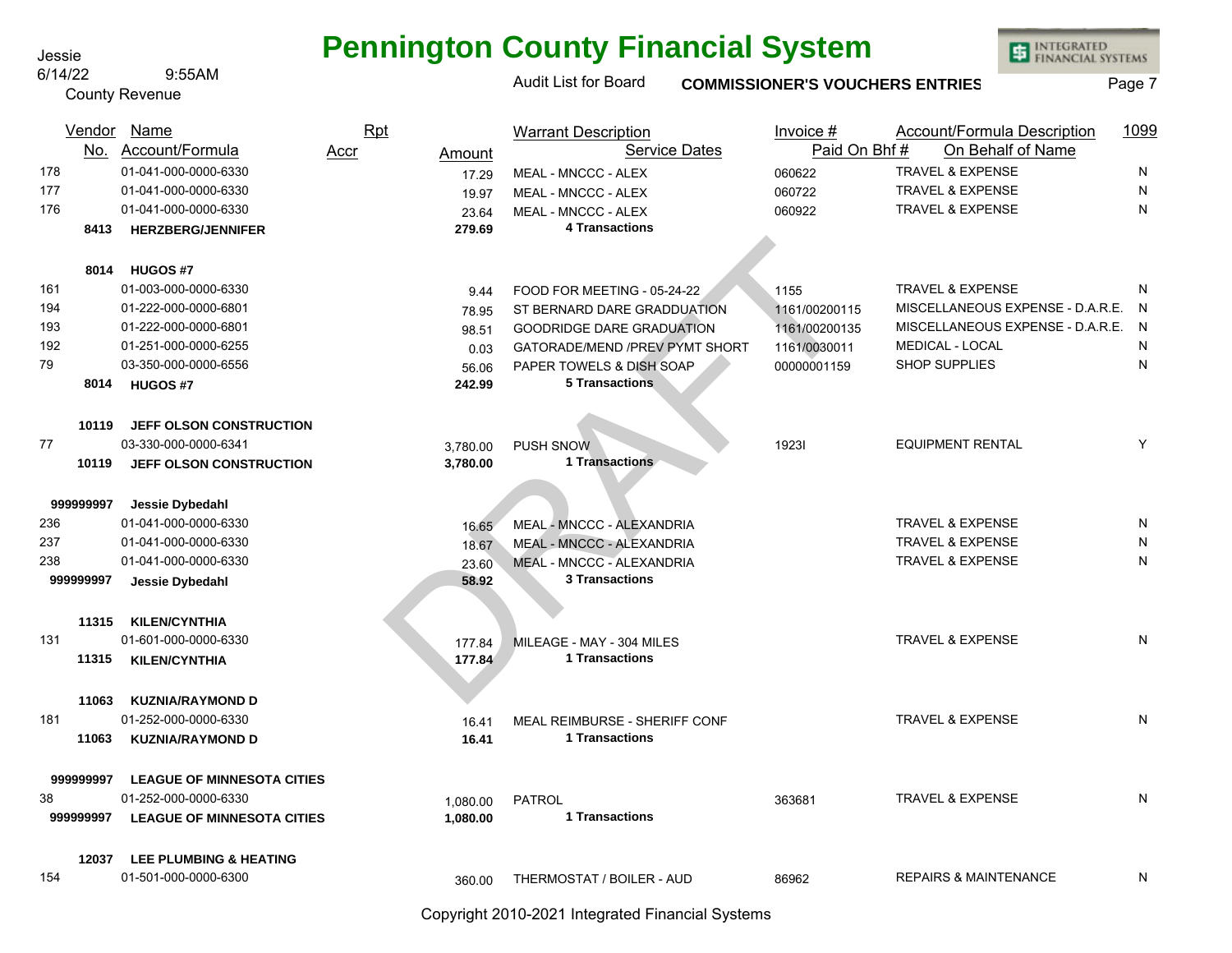# Pennington County Financial System

Jessie
6/14/22 9:55AM
County Revenue

Audit List for Board **COMMISSIONER'S VOUCHERS ENTRIES**

| Vendor No. | Name / Account/Formula | Rpt Accr | Amount | Warrant Description / Service Dates | Invoice # / Paid On Bhf # | Account/Formula Description / On Behalf of Name | 1099 |
|---|---|---|---|---|---|---|---|
| 178 | 01-041-000-0000-6330 | | 17.29 | MEAL - MNCCC - ALEX | 060622 | TRAVEL & EXPENSE | N |
| 177 | 01-041-000-0000-6330 | | 19.97 | MEAL - MNCCC - ALEX | 060722 | TRAVEL & EXPENSE | N |
| 176 | 01-041-000-0000-6330 | | 23.64 | MEAL - MNCCC - ALEX | 060922 | TRAVEL & EXPENSE | N |
| **8413** | **HERZBERG/JENNIFER** | | **279.69** | **4 Transactions** | | | |
| **8014** | **HUGOS #7** | | | | | | |
| 161 | 01-003-000-0000-6330 | | 9.44 | FOOD FOR MEETING - 05-24-22 | 1155 | TRAVEL & EXPENSE | N |
| 194 | 01-222-000-0000-6801 | | 78.95 | ST BERNARD DARE GRADDUATION | 1161/00200115 | MISCELLANEOUS EXPENSE - D.A.R.E. | N |
| 193 | 01-222-000-0000-6801 | | 98.51 | GOODRIDGE DARE GRADUATION | 1161/00200135 | MISCELLANEOUS EXPENSE - D.A.R.E. | N |
| 192 | 01-251-000-0000-6255 | | 0.03 | GATORADE/MEND /PREV PYMT SHORT | 1161/0030011 | MEDICAL - LOCAL | N |
| 79 | 03-350-000-0000-6556 | | 56.06 | PAPER TOWELS & DISH SOAP | 00000001159 | SHOP SUPPLIES | N |
| **8014** | **HUGOS #7** | | **242.99** | **5 Transactions** | | | |
| **10119** | **JEFF OLSON CONSTRUCTION** | | | | | | |
| 77 | 03-330-000-0000-6341 | | 3,780.00 | PUSH SNOW | 1923I | EQUIPMENT RENTAL | Y |
| **10119** | **JEFF OLSON CONSTRUCTION** | | **3,780.00** | **1 Transactions** | | | |
| **999999997** | **Jessie Dybedahl** | | | | | | |
| 236 | 01-041-000-0000-6330 | | 16.65 | MEAL - MNCCC - ALEXANDRIA | | TRAVEL & EXPENSE | N |
| 237 | 01-041-000-0000-6330 | | 18.67 | MEAL - MNCCC - ALEXANDRIA | | TRAVEL & EXPENSE | N |
| 238 | 01-041-000-0000-6330 | | 23.60 | MEAL - MNCCC - ALEXANDRIA | | TRAVEL & EXPENSE | N |
| **999999997** | **Jessie Dybedahl** | | **58.92** | **3 Transactions** | | | |
| **11315** | **KILEN/CYNTHIA** | | | | | | |
| 131 | 01-601-000-0000-6330 | | 177.84 | MILEAGE - MAY - 304 MILES | | TRAVEL & EXPENSE | N |
| **11315** | **KILEN/CYNTHIA** | | **177.84** | **1 Transactions** | | | |
| **11063** | **KUZNIA/RAYMOND D** | | | | | | |
| 181 | 01-252-000-0000-6330 | | 16.41 | MEAL REIMBURSE - SHERIFF CONF | | TRAVEL & EXPENSE | N |
| **11063** | **KUZNIA/RAYMOND D** | | **16.41** | **1 Transactions** | | | |
| **999999997** | **LEAGUE OF MINNESOTA CITIES** | | | | | | |
| 38 | 01-252-000-0000-6330 | | 1,080.00 | PATROL | 363681 | TRAVEL & EXPENSE | N |
| **999999997** | **LEAGUE OF MINNESOTA CITIES** | | **1,080.00** | **1 Transactions** | | | |
| **12037** | **LEE PLUMBING & HEATING** | | | | | | |
| 154 | 01-501-000-0000-6300 | | 360.00 | THERMOSTAT / BOILER - AUD | 86962 | REPAIRS & MAINTENANCE | N |

DRAFT

Copyright 2010-2021 Integrated Financial Systems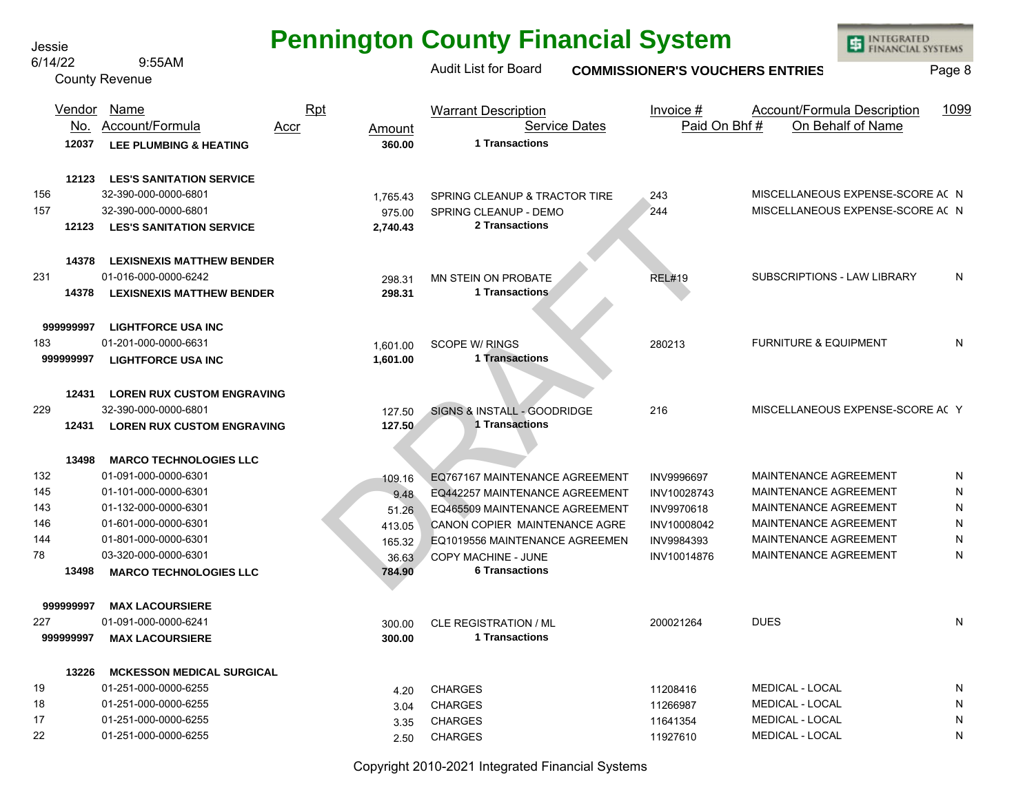# Pennington County Financial System

Jessie
6/14/22 9:55AM
County Revenue

Audit List for Board **COMMISSIONER'S VOUCHERS ENTRIES**

| Vendor No. | Name / Account/Formula | Rpt Accr | Amount | Warrant Description / Service Dates | Invoice # / Paid On Bhf # | Account/Formula Description / On Behalf of Name | 1099 |
|---|---|---|---|---|---|---|---|
| **12037** | **LEE PLUMBING & HEATING** | | **360.00** | **1 Transactions** | | | |
| **12123** | **LES'S SANITATION SERVICE** | | | | | | |
| 156 | 32-390-000-0000-6801 | | 1,765.43 | SPRING CLEANUP & TRACTOR TIRE | 243 | MISCELLANEOUS EXPENSE-SCORE AC | N |
| 157 | 32-390-000-0000-6801 | | 975.00 | SPRING CLEANUP - DEMO | 244 | MISCELLANEOUS EXPENSE-SCORE AC | N |
| **12123** | **LES'S SANITATION SERVICE** | | **2,740.43** | **2 Transactions** | | | |
| **14378** | **LEXISNEXIS MATTHEW BENDER** | | | | | | |
| 231 | 01-016-000-0000-6242 | | 298.31 | MN STEIN ON PROBATE | REL#19 | SUBSCRIPTIONS - LAW LIBRARY | N |
| **14378** | **LEXISNEXIS MATTHEW BENDER** | | **298.31** | **1 Transactions** | | | |
| **999999997** | **LIGHTFORCE USA INC** | | | | | | |
| 183 | 01-201-000-0000-6631 | | 1,601.00 | SCOPE W/ RINGS | 280213 | FURNITURE & EQUIPMENT | N |
| **999999997** | **LIGHTFORCE USA INC** | | **1,601.00** | **1 Transactions** | | | |
| **12431** | **LOREN RUX CUSTOM ENGRAVING** | | | | | | |
| 229 | 32-390-000-0000-6801 | | 127.50 | SIGNS & INSTALL - GOODRIDGE | 216 | MISCELLANEOUS EXPENSE-SCORE AC | Y |
| **12431** | **LOREN RUX CUSTOM ENGRAVING** | | **127.50** | **1 Transactions** | | | |
| **13498** | **MARCO TECHNOLOGIES LLC** | | | | | | |
| 132 | 01-091-000-0000-6301 | | 109.16 | EQ767167 MAINTENANCE AGREEMENT | INV9996697 | MAINTENANCE AGREEMENT | N |
| 145 | 01-101-000-0000-6301 | | 9.48 | EQ442257 MAINTENANCE AGREEMENT | INV10028743 | MAINTENANCE AGREEMENT | N |
| 143 | 01-132-000-0000-6301 | | 51.26 | EQ465509 MAINTENANCE AGREEMENT | INV9970618 | MAINTENANCE AGREEMENT | N |
| 146 | 01-601-000-0000-6301 | | 413.05 | CANON COPIER MAINTENANCE AGRE | INV10008042 | MAINTENANCE AGREEMENT | N |
| 144 | 01-801-000-0000-6301 | | 165.32 | EQ1019556 MAINTENANCE AGREEMEN | INV9984393 | MAINTENANCE AGREEMENT | N |
| 78 | 03-320-000-0000-6301 | | 36.63 | COPY MACHINE - JUNE | INV10014876 | MAINTENANCE AGREEMENT | N |
| **13498** | **MARCO TECHNOLOGIES LLC** | | **784.90** | **6 Transactions** | | | |
| **999999997** | **MAX LACOURSIERE** | | | | | | |
| 227 | 01-091-000-0000-6241 | | 300.00 | CLE REGISTRATION / ML | 200021264 | DUES | N |
| **999999997** | **MAX LACOURSIERE** | | **300.00** | **1 Transactions** | | | |
| **13226** | **MCKESSON MEDICAL SURGICAL** | | | | | | |
| 19 | 01-251-000-0000-6255 | | 4.20 | CHARGES | 11208416 | MEDICAL - LOCAL | N |
| 18 | 01-251-000-0000-6255 | | 3.04 | CHARGES | 11266987 | MEDICAL - LOCAL | N |
| 17 | 01-251-000-0000-6255 | | 3.35 | CHARGES | 11641354 | MEDICAL - LOCAL | N |
| 22 | 01-251-000-0000-6255 | | 2.50 | CHARGES | 11927610 | MEDICAL - LOCAL | N |

DRAFT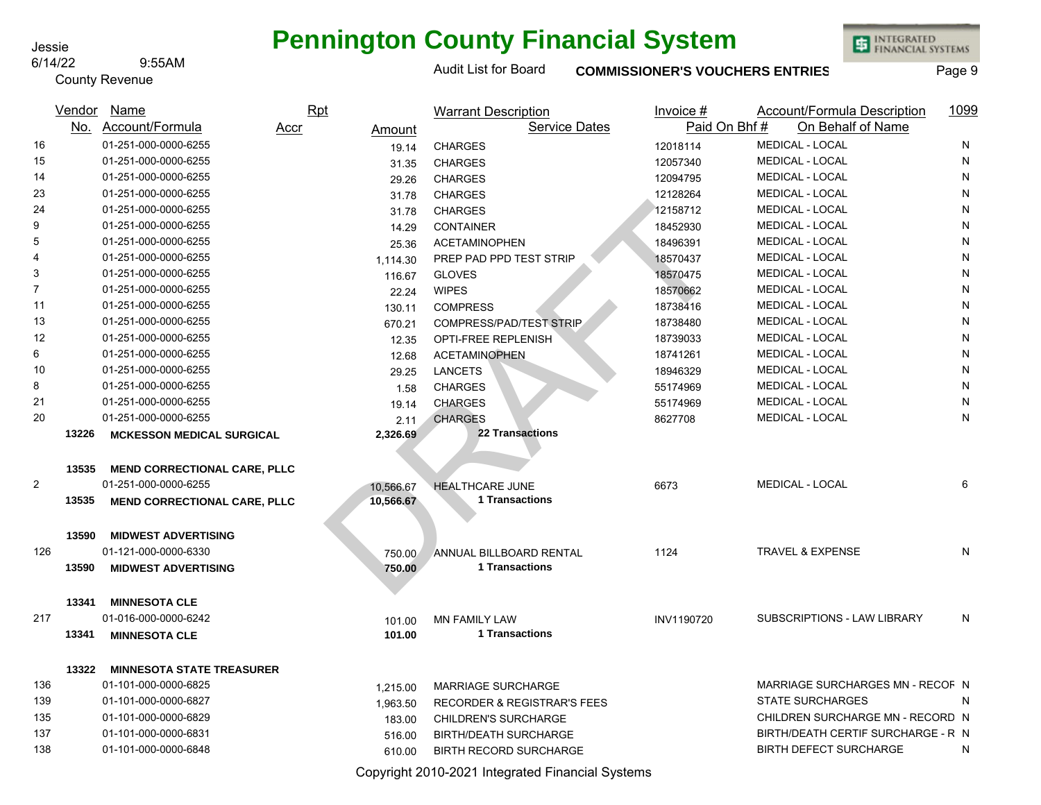# Pennington County Financial System

Audit List for Board — COMMISSIONER'S VOUCHERS ENTRIES

County Revenue

| Vendor No. | Name / Account/Formula | Rpt Accr | Amount | Warrant Description / Service Dates | Invoice # / Paid On Bhf # | Account/Formula Description / On Behalf of Name | 1099 |
|---|---|---|---|---|---|---|---|
| 16 | 01-251-000-0000-6255 | | 19.14 | CHARGES | 12018114 | MEDICAL - LOCAL | N |
| 15 | 01-251-000-0000-6255 | | 31.35 | CHARGES | 12057340 | MEDICAL - LOCAL | N |
| 14 | 01-251-000-0000-6255 | | 29.26 | CHARGES | 12094795 | MEDICAL - LOCAL | N |
| 23 | 01-251-000-0000-6255 | | 31.78 | CHARGES | 12128264 | MEDICAL - LOCAL | N |
| 24 | 01-251-000-0000-6255 | | 31.78 | CHARGES | 12158712 | MEDICAL - LOCAL | N |
| 9 | 01-251-000-0000-6255 | | 14.29 | CONTAINER | 18452930 | MEDICAL - LOCAL | N |
| 5 | 01-251-000-0000-6255 | | 25.36 | ACETAMINOPHEN | 18496391 | MEDICAL - LOCAL | N |
| 4 | 01-251-000-0000-6255 | | 1,114.30 | PREP PAD PPD TEST STRIP | 18570437 | MEDICAL - LOCAL | N |
| 3 | 01-251-000-0000-6255 | | 116.67 | GLOVES | 18570475 | MEDICAL - LOCAL | N |
| 7 | 01-251-000-0000-6255 | | 22.24 | WIPES | 18570662 | MEDICAL - LOCAL | N |
| 11 | 01-251-000-0000-6255 | | 130.11 | COMPRESS | 18738416 | MEDICAL - LOCAL | N |
| 13 | 01-251-000-0000-6255 | | 670.21 | COMPRESS/PAD/TEST STRIP | 18738480 | MEDICAL - LOCAL | N |
| 12 | 01-251-000-0000-6255 | | 12.35 | OPTI-FREE REPLENISH | 18739033 | MEDICAL - LOCAL | N |
| 6 | 01-251-000-0000-6255 | | 12.68 | ACETAMINOPHEN | 18741261 | MEDICAL - LOCAL | N |
| 10 | 01-251-000-0000-6255 | | 29.25 | LANCETS | 18946329 | MEDICAL - LOCAL | N |
| 8 | 01-251-000-0000-6255 | | 1.58 | CHARGES | 55174969 | MEDICAL - LOCAL | N |
| 21 | 01-251-000-0000-6255 | | 19.14 | CHARGES | 55174969 | MEDICAL - LOCAL | N |
| 20 | 01-251-000-0000-6255 | | 2.11 | CHARGES | 8627708 | MEDICAL - LOCAL | N |
| **13226** | **MCKESSON MEDICAL SURGICAL** | | **2,326.69** | **22 Transactions** | | | |
| **13535** | **MEND CORRECTIONAL CARE, PLLC** | | | | | | |
| 2 | 01-251-000-0000-6255 | | 10,566.67 | HEALTHCARE JUNE | 6673 | MEDICAL - LOCAL | 6 |
| **13535** | **MEND CORRECTIONAL CARE, PLLC** | | **10,566.67** | **1 Transactions** | | | |
| **13590** | **MIDWEST ADVERTISING** | | | | | | |
| 126 | 01-121-000-0000-6330 | | 750.00 | ANNUAL BILLBOARD RENTAL | 1124 | TRAVEL & EXPENSE | N |
| **13590** | **MIDWEST ADVERTISING** | | **750.00** | **1 Transactions** | | | |
| **13341** | **MINNESOTA CLE** | | | | | | |
| 217 | 01-016-000-0000-6242 | | 101.00 | MN FAMILY LAW | INV1190720 | SUBSCRIPTIONS - LAW LIBRARY | N |
| **13341** | **MINNESOTA CLE** | | **101.00** | **1 Transactions** | | | |
| **13322** | **MINNESOTA STATE TREASURER** | | | | | | |
| 136 | 01-101-000-0000-6825 | | 1,215.00 | MARRIAGE SURCHARGE | | MARRIAGE SURCHARGES MN - RECOF | N |
| 139 | 01-101-000-0000-6827 | | 1,963.50 | RECORDER & REGISTRAR'S FEES | | STATE SURCHARGES | N |
| 135 | 01-101-000-0000-6829 | | 183.00 | CHILDREN'S SURCHARGE | | CHILDREN SURCHARGE MN - RECORD | N |
| 137 | 01-101-000-0000-6831 | | 516.00 | BIRTH/DEATH SURCHARGE | | BIRTH/DEATH CERTIF SURCHARGE - R | N |
| 138 | 01-101-000-0000-6848 | | 610.00 | BIRTH RECORD SURCHARGE | | BIRTH DEFECT SURCHARGE | N |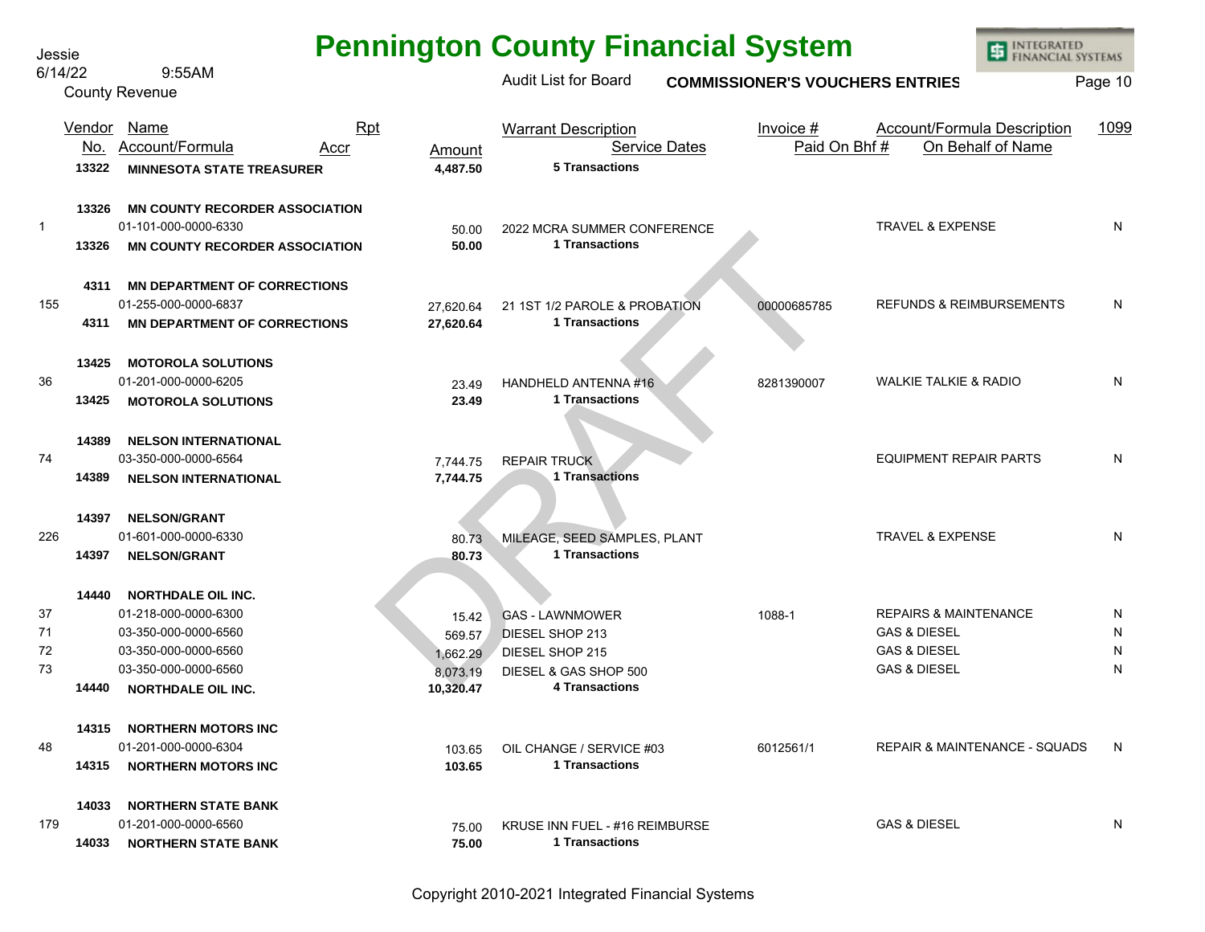# Pennington County Financial System

Jessie
6/14/22 9:55AM
County Revenue

Audit List for Board **COMMISSIONER'S VOUCHERS ENTRIES**

| Rpt | Vendor No. | Name / Account/Formula | Accr | Amount | Warrant Description / Service Dates | Invoice # / Paid On Bhf # | Account/Formula Description / On Behalf of Name | 1099 |
|---|---|---|---|---|---|---|---|---|
| | **13322** | **MINNESOTA STATE TREASURER** | | **4,487.50** | **5 Transactions** | | | |
| | **13326** | **MN COUNTY RECORDER ASSOCIATION** | | | | | | |
| 1 | | 01-101-000-0000-6330 | | 50.00 | 2022 MCRA SUMMER CONFERENCE | | TRAVEL & EXPENSE | N |
| | **13326** | **MN COUNTY RECORDER ASSOCIATION** | | **50.00** | **1 Transactions** | | | |
| | **4311** | **MN DEPARTMENT OF CORRECTIONS** | | | | | | |
| 155 | | 01-255-000-0000-6837 | | 27,620.64 | 21 1ST 1/2 PAROLE & PROBATION | 00000685785 | REFUNDS & REIMBURSEMENTS | N |
| | **4311** | **MN DEPARTMENT OF CORRECTIONS** | | **27,620.64** | **1 Transactions** | | | |
| | **13425** | **MOTOROLA SOLUTIONS** | | | | | | |
| 36 | | 01-201-000-0000-6205 | | 23.49 | HANDHELD ANTENNA #16 | 8281390007 | WALKIE TALKIE & RADIO | N |
| | **13425** | **MOTOROLA SOLUTIONS** | | **23.49** | **1 Transactions** | | | |
| | **14389** | **NELSON INTERNATIONAL** | | | | | | |
| 74 | | 03-350-000-0000-6564 | | 7,744.75 | REPAIR TRUCK | | EQUIPMENT REPAIR PARTS | N |
| | **14389** | **NELSON INTERNATIONAL** | | **7,744.75** | **1 Transactions** | | | |
| | **14397** | **NELSON/GRANT** | | | | | | |
| 226 | | 01-601-000-0000-6330 | | 80.73 | MILEAGE, SEED SAMPLES, PLANT | | TRAVEL & EXPENSE | N |
| | **14397** | **NELSON/GRANT** | | **80.73** | **1 Transactions** | | | |
| | **14440** | **NORTHDALE OIL INC.** | | | | | | |
| 37 | | 01-218-000-0000-6300 | | 15.42 | GAS - LAWNMOWER | 1088-1 | REPAIRS & MAINTENANCE | N |
| 71 | | 03-350-000-0000-6560 | | 569.57 | DIESEL SHOP 213 | | GAS & DIESEL | N |
| 72 | | 03-350-000-0000-6560 | | 1,662.29 | DIESEL SHOP 215 | | GAS & DIESEL | N |
| 73 | | 03-350-000-0000-6560 | | 8,073.19 | DIESEL & GAS SHOP 500 | | GAS & DIESEL | N |
| | **14440** | **NORTHDALE OIL INC.** | | **10,320.47** | **4 Transactions** | | | |
| | **14315** | **NORTHERN MOTORS INC** | | | | | | |
| 48 | | 01-201-000-0000-6304 | | 103.65 | OIL CHANGE / SERVICE #03 | 6012561/1 | REPAIR & MAINTENANCE - SQUADS | N |
| | **14315** | **NORTHERN MOTORS INC** | | **103.65** | **1 Transactions** | | | |
| | **14033** | **NORTHERN STATE BANK** | | | | | | |
| 179 | | 01-201-000-0000-6560 | | 75.00 | KRUSE INN FUEL - #16 REIMBURSE | | GAS & DIESEL | N |
| | **14033** | **NORTHERN STATE BANK** | | **75.00** | **1 Transactions** | | | |

DRAFT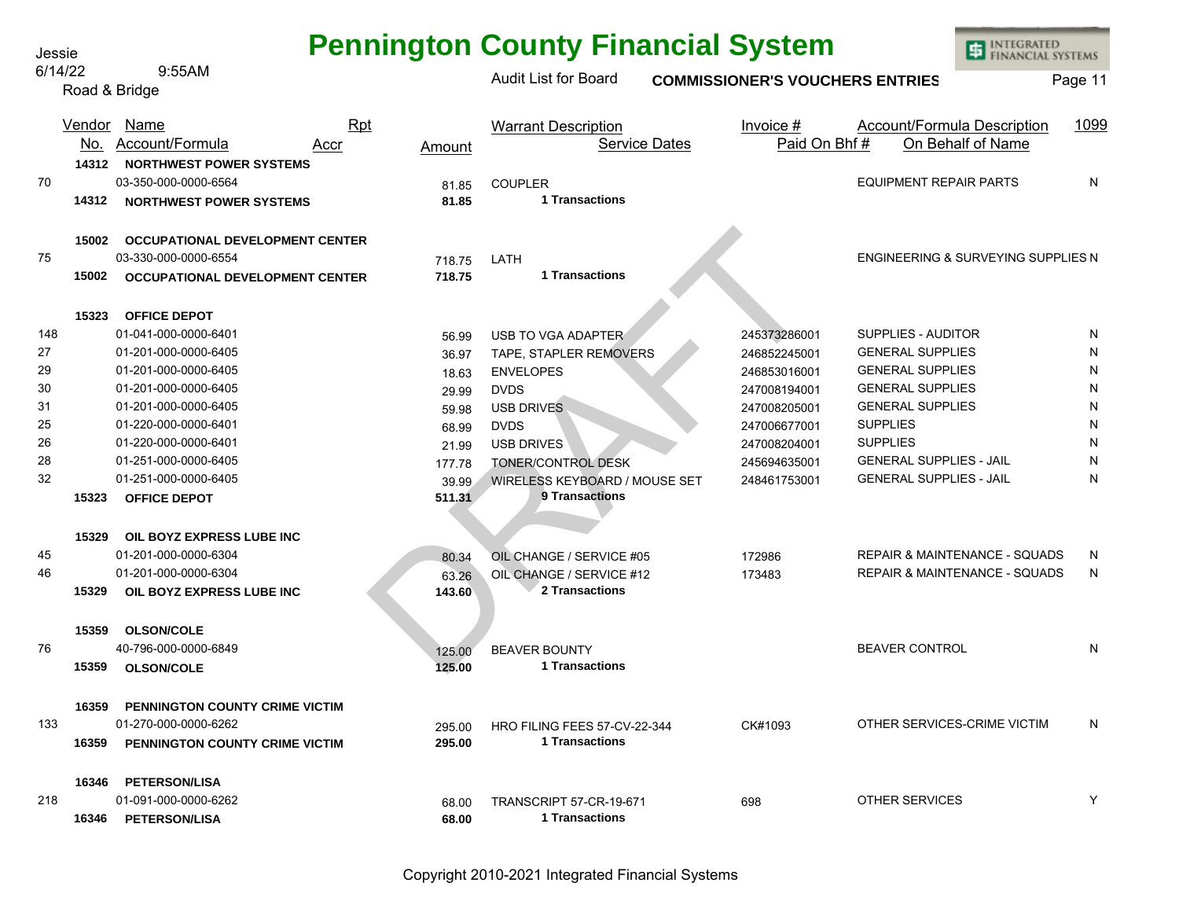Jessie
6/14/22 9:55AM
Road & Bridge

# Pennington County Financial System

Audit List for Board **COMMISSIONER'S VOUCHERS ENTRIES**

| | Vendor No. | Name / Account/Formula | Rpt Accr | Amount | Warrant Description / Service Dates | Invoice # / Paid On Bhf # | Account/Formula Description / On Behalf of Name | 1099 |
|---|---|---|---|---|---|---|---|---|
| | **14312** | **NORTHWEST POWER SYSTEMS** | | | | | | |
| 70 | | 03-350-000-0000-6564 | | 81.85 | COUPLER | | EQUIPMENT REPAIR PARTS | N |
| | **14312** | **NORTHWEST POWER SYSTEMS** | | **81.85** | **1 Transactions** | | | |
| | **15002** | **OCCUPATIONAL DEVELOPMENT CENTER** | | | | | | |
| 75 | | 03-330-000-0000-6554 | | 718.75 | LATH | | ENGINEERING & SURVEYING SUPPLIES | N |
| | **15002** | **OCCUPATIONAL DEVELOPMENT CENTER** | | **718.75** | **1 Transactions** | | | |
| | **15323** | **OFFICE DEPOT** | | | | | | |
| 148 | | 01-041-000-0000-6401 | | 56.99 | USB TO VGA ADAPTER | 245373286001 | SUPPLIES - AUDITOR | N |
| 27 | | 01-201-000-0000-6405 | | 36.97 | TAPE, STAPLER REMOVERS | 246852245001 | GENERAL SUPPLIES | N |
| 29 | | 01-201-000-0000-6405 | | 18.63 | ENVELOPES | 246853016001 | GENERAL SUPPLIES | N |
| 30 | | 01-201-000-0000-6405 | | 29.99 | DVDS | 247008194001 | GENERAL SUPPLIES | N |
| 31 | | 01-201-000-0000-6405 | | 59.98 | USB DRIVES | 247008205001 | GENERAL SUPPLIES | N |
| 25 | | 01-220-000-0000-6401 | | 68.99 | DVDS | 247006677001 | SUPPLIES | N |
| 26 | | 01-220-000-0000-6401 | | 21.99 | USB DRIVES | 247008204001 | SUPPLIES | N |
| 28 | | 01-251-000-0000-6405 | | 177.78 | TONER/CONTROL DESK | 245694635001 | GENERAL SUPPLIES - JAIL | N |
| 32 | | 01-251-000-0000-6405 | | 39.99 | WIRELESS KEYBOARD / MOUSE SET | 248461753001 | GENERAL SUPPLIES - JAIL | N |
| | **15323** | **OFFICE DEPOT** | | **511.31** | **9 Transactions** | | | |
| | **15329** | **OIL BOYZ EXPRESS LUBE INC** | | | | | | |
| 45 | | 01-201-000-0000-6304 | | 80.34 | OIL CHANGE / SERVICE #05 | 172986 | REPAIR & MAINTENANCE - SQUADS | N |
| 46 | | 01-201-000-0000-6304 | | 63.26 | OIL CHANGE / SERVICE #12 | 173483 | REPAIR & MAINTENANCE - SQUADS | N |
| | **15329** | **OIL BOYZ EXPRESS LUBE INC** | | **143.60** | **2 Transactions** | | | |
| | **15359** | **OLSON/COLE** | | | | | | |
| 76 | | 40-796-000-0000-6849 | | 125.00 | BEAVER BOUNTY | | BEAVER CONTROL | N |
| | **15359** | **OLSON/COLE** | | **125.00** | **1 Transactions** | | | |
| | **16359** | **PENNINGTON COUNTY CRIME VICTIM** | | | | | | |
| 133 | | 01-270-000-0000-6262 | | 295.00 | HRO FILING FEES 57-CV-22-344 | CK#1093 | OTHER SERVICES-CRIME VICTIM | N |
| | **16359** | **PENNINGTON COUNTY CRIME VICTIM** | | **295.00** | **1 Transactions** | | | |
| | **16346** | **PETERSON/LISA** | | | | | | |
| 218 | | 01-091-000-0000-6262 | | 68.00 | TRANSCRIPT 57-CR-19-671 | 698 | OTHER SERVICES | Y |
| | **16346** | **PETERSON/LISA** | | **68.00** | **1 Transactions** | | | |

Copyright 2010-2021 Integrated Financial Systems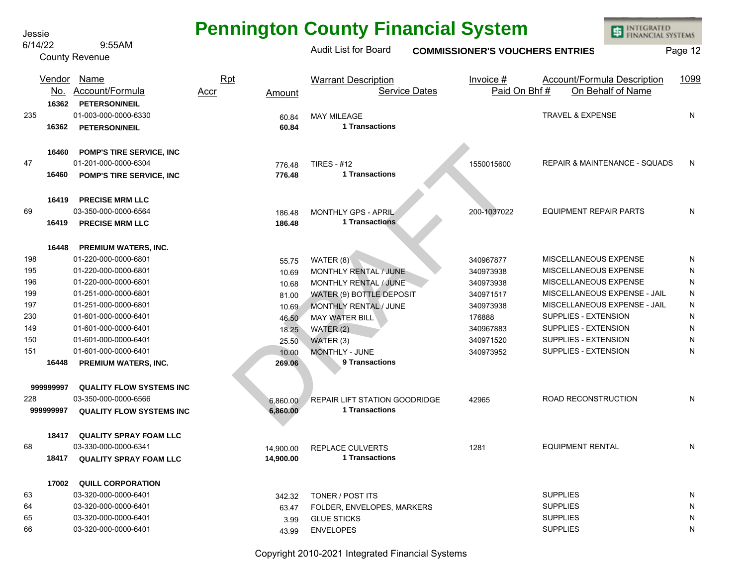# Pennington County Financial System

Jessie
6/14/22 9:55AM
County Revenue

Audit List for Board **COMMISSIONER'S VOUCHERS ENTRIES**

| Vendor No. | Name / Account/Formula | Rpt Accr | Amount | Warrant Description / Service Dates | Invoice # / Paid On Bhf # | Account/Formula Description / On Behalf of Name | 1099 |
|---|---|---|---|---|---|---|---|
| **16362** | **PETERSON/NEIL** | | | | | | |
| 235 | 01-003-000-0000-6330 | | 60.84 | MAY MILEAGE | | TRAVEL & EXPENSE | N |
| **16362** | **PETERSON/NEIL** | | **60.84** | **1 Transactions** | | | |
| **16460** | **POMP'S TIRE SERVICE, INC** | | | | | | |
| 47 | 01-201-000-0000-6304 | | 776.48 | TIRES - #12 | 1550015600 | REPAIR & MAINTENANCE - SQUADS | N |
| **16460** | **POMP'S TIRE SERVICE, INC** | | **776.48** | **1 Transactions** | | | |
| **16419** | **PRECISE MRM LLC** | | | | | | |
| 69 | 03-350-000-0000-6564 | | 186.48 | MONTHLY GPS - APRIL | 200-1037022 | EQUIPMENT REPAIR PARTS | N |
| **16419** | **PRECISE MRM LLC** | | **186.48** | **1 Transactions** | | | |
| **16448** | **PREMIUM WATERS, INC.** | | | | | | |
| 198 | 01-220-000-0000-6801 | | 55.75 | WATER (8) | 340967877 | MISCELLANEOUS EXPENSE | N |
| 195 | 01-220-000-0000-6801 | | 10.69 | MONTHLY RENTAL / JUNE | 340973938 | MISCELLANEOUS EXPENSE | N |
| 196 | 01-220-000-0000-6801 | | 10.68 | MONTHLY RENTAL / JUNE | 340973938 | MISCELLANEOUS EXPENSE | N |
| 199 | 01-251-000-0000-6801 | | 81.00 | WATER (9) BOTTLE DEPOSIT | 340971517 | MISCELLANEOUS EXPENSE - JAIL | N |
| 197 | 01-251-000-0000-6801 | | 10.69 | MONTHLY RENTAL / JUNE | 340973938 | MISCELLANEOUS EXPENSE - JAIL | N |
| 230 | 01-601-000-0000-6401 | | 46.50 | MAY WATER BILL | 176888 | SUPPLIES - EXTENSION | N |
| 149 | 01-601-000-0000-6401 | | 18.25 | WATER (2) | 340967883 | SUPPLIES - EXTENSION | N |
| 150 | 01-601-000-0000-6401 | | 25.50 | WATER (3) | 340971520 | SUPPLIES - EXTENSION | N |
| 151 | 01-601-000-0000-6401 | | 10.00 | MONTHLY - JUNE | 340973952 | SUPPLIES - EXTENSION | N |
| **16448** | **PREMIUM WATERS, INC.** | | **269.06** | **9 Transactions** | | | |
| **999999997** | **QUALITY FLOW SYSTEMS INC** | | | | | | |
| 228 | 03-350-000-0000-6566 | | 6,860.00 | REPAIR LIFT STATION GOODRIDGE | 42965 | ROAD RECONSTRUCTION | N |
| **999999997** | **QUALITY FLOW SYSTEMS INC** | | **6,860.00** | **1 Transactions** | | | |
| **18417** | **QUALITY SPRAY FOAM LLC** | | | | | | |
| 68 | 03-330-000-0000-6341 | | 14,900.00 | REPLACE CULVERTS | 1281 | EQUIPMENT RENTAL | N |
| **18417** | **QUALITY SPRAY FOAM LLC** | | **14,900.00** | **1 Transactions** | | | |
| **17002** | **QUILL CORPORATION** | | | | | | |
| 63 | 03-320-000-0000-6401 | | 342.32 | TONER / POST ITS | | SUPPLIES | N |
| 64 | 03-320-000-0000-6401 | | 63.47 | FOLDER, ENVELOPES, MARKERS | | SUPPLIES | N |
| 65 | 03-320-000-0000-6401 | | 3.99 | GLUE STICKS | | SUPPLIES | N |
| 66 | 03-320-000-0000-6401 | | 43.99 | ENVELOPES | | SUPPLIES | N |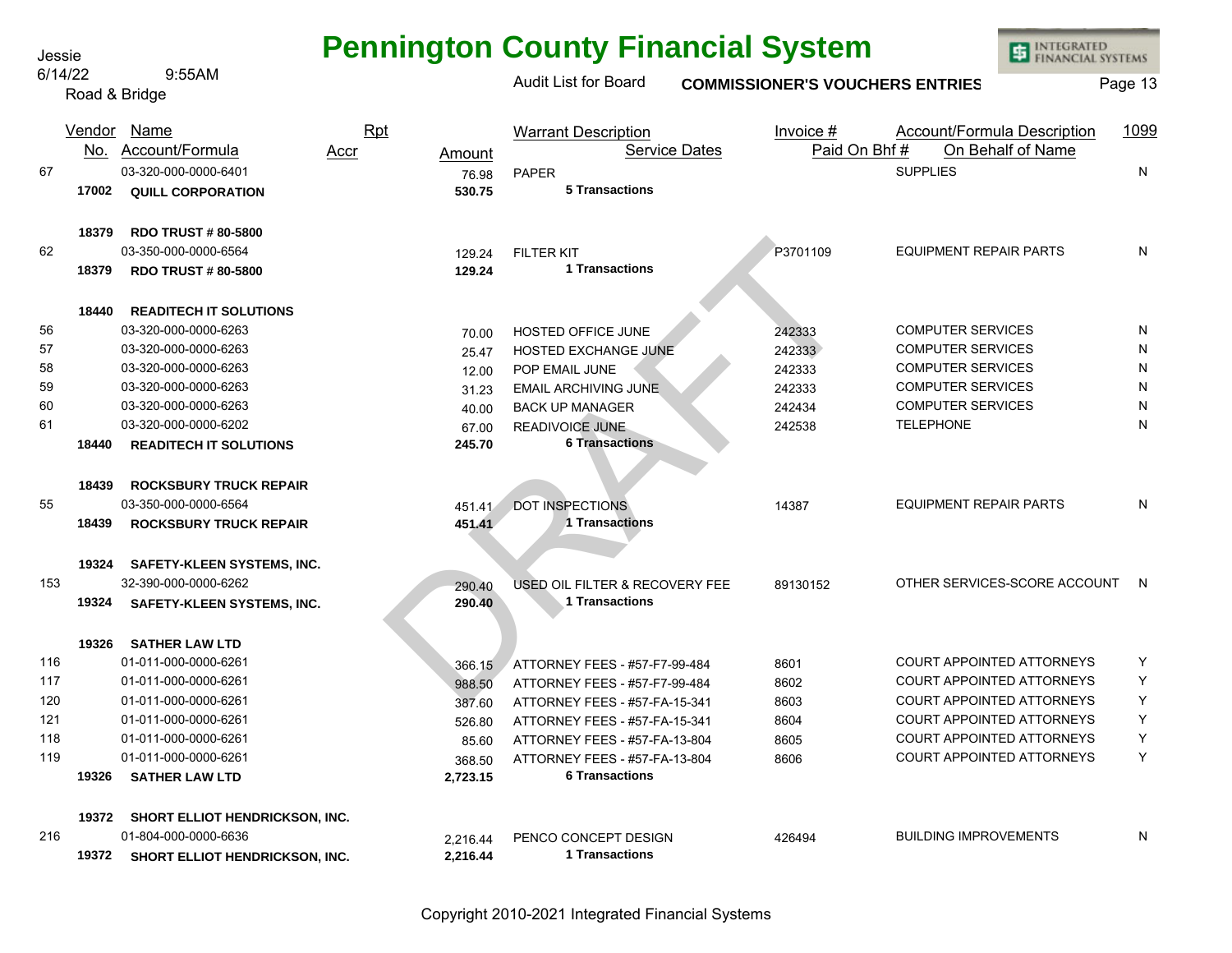# Pennington County Financial System

Jessie
6/14/22 9:55AM
Road & Bridge

Audit List for Board **COMMISSIONER'S VOUCHERS ENTRIES**

| | Vendor No. | Name / Account/Formula | Rpt Accr | Amount | Warrant Description / Service Dates | Invoice # / Paid On Bhf # | Account/Formula Description / On Behalf of Name | 1099 |
|---|---|---|---|---|---|---|---|---|
| 67 | | 03-320-000-0000-6401 | | 76.98 | PAPER | | SUPPLIES | N |
| | **17002** | **QUILL CORPORATION** | | **530.75** | **5 Transactions** | | | |
| | **18379** | **RDO TRUST # 80-5800** | | | | | | |
| 62 | | 03-350-000-0000-6564 | | 129.24 | FILTER KIT | P3701109 | EQUIPMENT REPAIR PARTS | N |
| | **18379** | **RDO TRUST # 80-5800** | | **129.24** | **1 Transactions** | | | |
| | **18440** | **READITECH IT SOLUTIONS** | | | | | | |
| 56 | | 03-320-000-0000-6263 | | 70.00 | HOSTED OFFICE JUNE | 242333 | COMPUTER SERVICES | N |
| 57 | | 03-320-000-0000-6263 | | 25.47 | HOSTED EXCHANGE JUNE | 242333 | COMPUTER SERVICES | N |
| 58 | | 03-320-000-0000-6263 | | 12.00 | POP EMAIL JUNE | 242333 | COMPUTER SERVICES | N |
| 59 | | 03-320-000-0000-6263 | | 31.23 | EMAIL ARCHIVING JUNE | 242333 | COMPUTER SERVICES | N |
| 60 | | 03-320-000-0000-6263 | | 40.00 | BACK UP MANAGER | 242434 | COMPUTER SERVICES | N |
| 61 | | 03-320-000-0000-6202 | | 67.00 | READIVOICE JUNE | 242538 | TELEPHONE | N |
| | **18440** | **READITECH IT SOLUTIONS** | | **245.70** | **6 Transactions** | | | |
| | **18439** | **ROCKSBURY TRUCK REPAIR** | | | | | | |
| 55 | | 03-350-000-0000-6564 | | 451.41 | DOT INSPECTIONS | 14387 | EQUIPMENT REPAIR PARTS | N |
| | **18439** | **ROCKSBURY TRUCK REPAIR** | | **451.41** | **1 Transactions** | | | |
| | **19324** | **SAFETY-KLEEN SYSTEMS, INC.** | | | | | | |
| 153 | | 32-390-000-0000-6262 | | 290.40 | USED OIL FILTER & RECOVERY FEE | 89130152 | OTHER SERVICES-SCORE ACCOUNT | N |
| | **19324** | **SAFETY-KLEEN SYSTEMS, INC.** | | **290.40** | **1 Transactions** | | | |
| | **19326** | **SATHER LAW LTD** | | | | | | |
| 116 | | 01-011-000-0000-6261 | | 366.15 | ATTORNEY FEES - #57-F7-99-484 | 8601 | COURT APPOINTED ATTORNEYS | Y |
| 117 | | 01-011-000-0000-6261 | | 988.50 | ATTORNEY FEES - #57-F7-99-484 | 8602 | COURT APPOINTED ATTORNEYS | Y |
| 120 | | 01-011-000-0000-6261 | | 387.60 | ATTORNEY FEES - #57-FA-15-341 | 8603 | COURT APPOINTED ATTORNEYS | Y |
| 121 | | 01-011-000-0000-6261 | | 526.80 | ATTORNEY FEES - #57-FA-15-341 | 8604 | COURT APPOINTED ATTORNEYS | Y |
| 118 | | 01-011-000-0000-6261 | | 85.60 | ATTORNEY FEES - #57-FA-13-804 | 8605 | COURT APPOINTED ATTORNEYS | Y |
| 119 | | 01-011-000-0000-6261 | | 368.50 | ATTORNEY FEES - #57-FA-13-804 | 8606 | COURT APPOINTED ATTORNEYS | Y |
| | **19326** | **SATHER LAW LTD** | | **2,723.15** | **6 Transactions** | | | |
| | **19372** | **SHORT ELLIOT HENDRICKSON, INC.** | | | | | | |
| 216 | | 01-804-000-0000-6636 | | 2,216.44 | PENCO CONCEPT DESIGN | 426494 | BUILDING IMPROVEMENTS | N |
| | **19372** | **SHORT ELLIOT HENDRICKSON, INC.** | | **2,216.44** | **1 Transactions** | | | |

DRAFT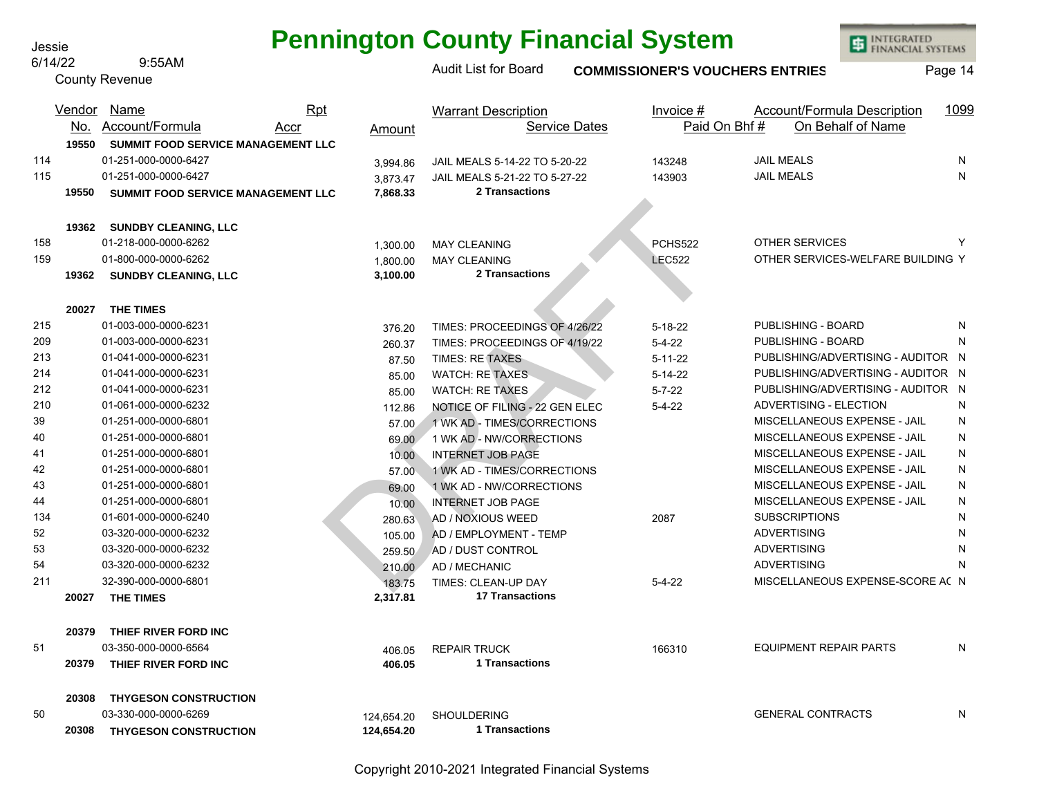# Pennington County Financial System

Jessie
6/14/22 9:55AM
County Revenue

Audit List for Board **COMMISSIONER'S VOUCHERS ENTRIES**

| Vendor No. | Name / Account/Formula | Rpt Accr | Amount | Warrant Description / Service Dates | Invoice # / Paid On Bhf # | Account/Formula Description / On Behalf of Name | 1099 |
|---|---|---|---|---|---|---|---|
| **19550** | **SUMMIT FOOD SERVICE MANAGEMENT LLC** | | | | | | |
| 114 | 01-251-000-0000-6427 | | 3,994.86 | JAIL MEALS 5-14-22 TO 5-20-22 | 143248 | JAIL MEALS | N |
| 115 | 01-251-000-0000-6427 | | 3,873.47 | JAIL MEALS 5-21-22 TO 5-27-22 | 143903 | JAIL MEALS | N |
| **19550** | **SUMMIT FOOD SERVICE MANAGEMENT LLC** | | **7,868.33** | **2 Transactions** | | | |
| **19362** | **SUNDBY CLEANING, LLC** | | | | | | |
| 158 | 01-218-000-0000-6262 | | 1,300.00 | MAY CLEANING | PCHS522 | OTHER SERVICES | Y |
| 159 | 01-800-000-0000-6262 | | 1,800.00 | MAY CLEANING | LEC522 | OTHER SERVICES-WELFARE BUILDING | Y |
| **19362** | **SUNDBY CLEANING, LLC** | | **3,100.00** | **2 Transactions** | | | |
| **20027** | **THE TIMES** | | | | | | |
| 215 | 01-003-000-0000-6231 | | 376.20 | TIMES: PROCEEDINGS OF 4/26/22 | 5-18-22 | PUBLISHING - BOARD | N |
| 209 | 01-003-000-0000-6231 | | 260.37 | TIMES: PROCEEDINGS OF 4/19/22 | 5-4-22 | PUBLISHING - BOARD | N |
| 213 | 01-041-000-0000-6231 | | 87.50 | TIMES: RE TAXES | 5-11-22 | PUBLISHING/ADVERTISING - AUDITOR | N |
| 214 | 01-041-000-0000-6231 | | 85.00 | WATCH: RE TAXES | 5-14-22 | PUBLISHING/ADVERTISING - AUDITOR | N |
| 212 | 01-041-000-0000-6231 | | 85.00 | WATCH: RE TAXES | 5-7-22 | PUBLISHING/ADVERTISING - AUDITOR | N |
| 210 | 01-061-000-0000-6232 | | 112.86 | NOTICE OF FILING - 22 GEN ELEC | 5-4-22 | ADVERTISING - ELECTION | N |
| 39 | 01-251-000-0000-6801 | | 57.00 | 1 WK AD - TIMES/CORRECTIONS | | MISCELLANEOUS EXPENSE - JAIL | N |
| 40 | 01-251-000-0000-6801 | | 69.00 | 1 WK AD - NW/CORRECTIONS | | MISCELLANEOUS EXPENSE - JAIL | N |
| 41 | 01-251-000-0000-6801 | | 10.00 | INTERNET JOB PAGE | | MISCELLANEOUS EXPENSE - JAIL | N |
| 42 | 01-251-000-0000-6801 | | 57.00 | 1 WK AD - TIMES/CORRECTIONS | | MISCELLANEOUS EXPENSE - JAIL | N |
| 43 | 01-251-000-0000-6801 | | 69.00 | 1 WK AD - NW/CORRECTIONS | | MISCELLANEOUS EXPENSE - JAIL | N |
| 44 | 01-251-000-0000-6801 | | 10.00 | INTERNET JOB PAGE | | MISCELLANEOUS EXPENSE - JAIL | N |
| 134 | 01-601-000-0000-6240 | | 280.63 | AD / NOXIOUS WEED | 2087 | SUBSCRIPTIONS | N |
| 52 | 03-320-000-0000-6232 | | 105.00 | AD / EMPLOYMENT - TEMP | | ADVERTISING | N |
| 53 | 03-320-000-0000-6232 | | 259.50 | AD / DUST CONTROL | | ADVERTISING | N |
| 54 | 03-320-000-0000-6232 | | 210.00 | AD / MECHANIC | | ADVERTISING | N |
| 211 | 32-390-000-0000-6801 | | 183.75 | TIMES: CLEAN-UP DAY | 5-4-22 | MISCELLANEOUS EXPENSE-SCORE AC | N |
| **20027** | **THE TIMES** | | **2,317.81** | **17 Transactions** | | | |
| **20379** | **THIEF RIVER FORD INC** | | | | | | |
| 51 | 03-350-000-0000-6564 | | 406.05 | REPAIR TRUCK | 166310 | EQUIPMENT REPAIR PARTS | N |
| **20379** | **THIEF RIVER FORD INC** | | **406.05** | **1 Transactions** | | | |
| **20308** | **THYGESON CONSTRUCTION** | | | | | | |
| 50 | 03-330-000-0000-6269 | | 124,654.20 | SHOULDERING | | GENERAL CONTRACTS | N |
| **20308** | **THYGESON CONSTRUCTION** | | **124,654.20** | **1 Transactions** | | | |

DRAFT

Copyright 2010-2021 Integrated Financial Systems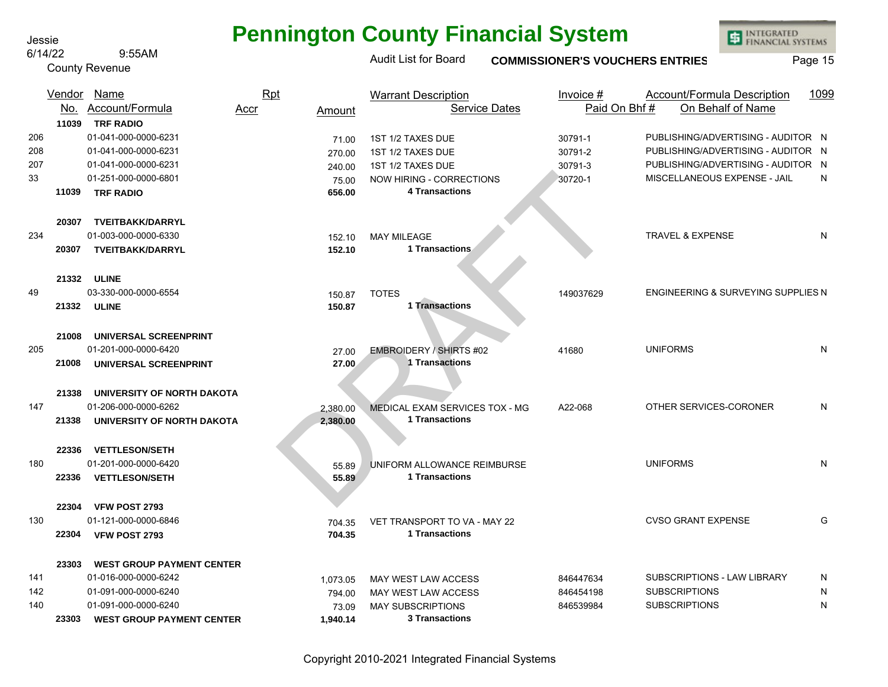# Pennington County Financial System

Jessie
6/14/22 9:55AM
County Revenue

Audit List for Board **COMMISSIONER'S VOUCHERS ENTRIES**

| Vendor No. | Name / Account/Formula | Rpt Accr | Amount | Warrant Description / Service Dates | Invoice # / Paid On Bhf # | Account/Formula Description / On Behalf of Name | 1099 |
|---|---|---|---|---|---|---|---|
| **11039** | **TRF RADIO** | | | | | | |
| 206 | 01-041-000-0000-6231 | | 71.00 | 1ST 1/2 TAXES DUE | 30791-1 | PUBLISHING/ADVERTISING - AUDITOR | N |
| 208 | 01-041-000-0000-6231 | | 270.00 | 1ST 1/2 TAXES DUE | 30791-2 | PUBLISHING/ADVERTISING - AUDITOR | N |
| 207 | 01-041-000-0000-6231 | | 240.00 | 1ST 1/2 TAXES DUE | 30791-3 | PUBLISHING/ADVERTISING - AUDITOR | N |
| 33 | 01-251-000-0000-6801 | | 75.00 | NOW HIRING - CORRECTIONS | 30720-1 | MISCELLANEOUS EXPENSE - JAIL | N |
| **11039** | **TRF RADIO** | | **656.00** | **4 Transactions** | | | |
| **20307** | **TVEITBAKK/DARRYL** | | | | | | |
| 234 | 01-003-000-0000-6330 | | 152.10 | MAY MILEAGE | | TRAVEL & EXPENSE | N |
| **20307** | **TVEITBAKK/DARRYL** | | **152.10** | **1 Transactions** | | | |
| **21332** | **ULINE** | | | | | | |
| 49 | 03-330-000-0000-6554 | | 150.87 | TOTES | 149037629 | ENGINEERING & SURVEYING SUPPLIES | N |
| **21332** | **ULINE** | | **150.87** | **1 Transactions** | | | |
| **21008** | **UNIVERSAL SCREENPRINT** | | | | | | |
| 205 | 01-201-000-0000-6420 | | 27.00 | EMBROIDERY / SHIRTS #02 | 41680 | UNIFORMS | N |
| **21008** | **UNIVERSAL SCREENPRINT** | | **27.00** | **1 Transactions** | | | |
| **21338** | **UNIVERSITY OF NORTH DAKOTA** | | | | | | |
| 147 | 01-206-000-0000-6262 | | 2,380.00 | MEDICAL EXAM SERVICES TOX - MG | A22-068 | OTHER SERVICES-CORONER | N |
| **21338** | **UNIVERSITY OF NORTH DAKOTA** | | **2,380.00** | **1 Transactions** | | | |
| **22336** | **VETTLESON/SETH** | | | | | | |
| 180 | 01-201-000-0000-6420 | | 55.89 | UNIFORM ALLOWANCE REIMBURSE | | UNIFORMS | N |
| **22336** | **VETTLESON/SETH** | | **55.89** | **1 Transactions** | | | |
| **22304** | **VFW POST 2793** | | | | | | |
| 130 | 01-121-000-0000-6846 | | 704.35 | VET TRANSPORT TO VA - MAY 22 | | CVSO GRANT EXPENSE | G |
| **22304** | **VFW POST 2793** | | **704.35** | **1 Transactions** | | | |
| **23303** | **WEST GROUP PAYMENT CENTER** | | | | | | |
| 141 | 01-016-000-0000-6242 | | 1,073.05 | MAY WEST LAW ACCESS | 846447634 | SUBSCRIPTIONS - LAW LIBRARY | N |
| 142 | 01-091-000-0000-6240 | | 794.00 | MAY WEST LAW ACCESS | 846454198 | SUBSCRIPTIONS | N |
| 140 | 01-091-000-0000-6240 | | 73.09 | MAY SUBSCRIPTIONS | 846539984 | SUBSCRIPTIONS | N |
| **23303** | **WEST GROUP PAYMENT CENTER** | | **1,940.14** | **3 Transactions** | | | |

DRAFT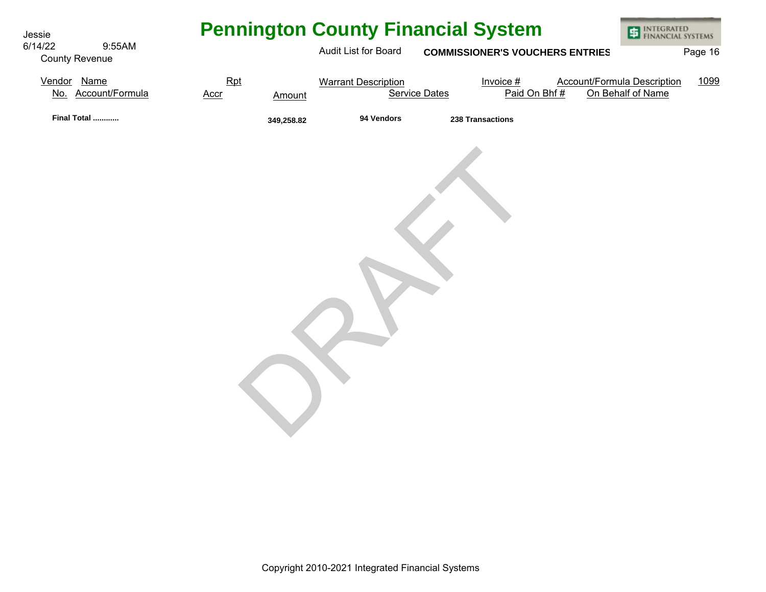| Vendor No. | Name Account/Formula | Rpt Accr | Amount | Warrant Description Service Dates | Invoice # Paid On Bhf # | Account/Formula Description On Behalf of Name | 1099 |
|---|---|---|---|---|---|---|---|
| | **Final Total ............** | | **349,258.82** | **94 Vendors** | **238 Transactions** | | |

DRAFT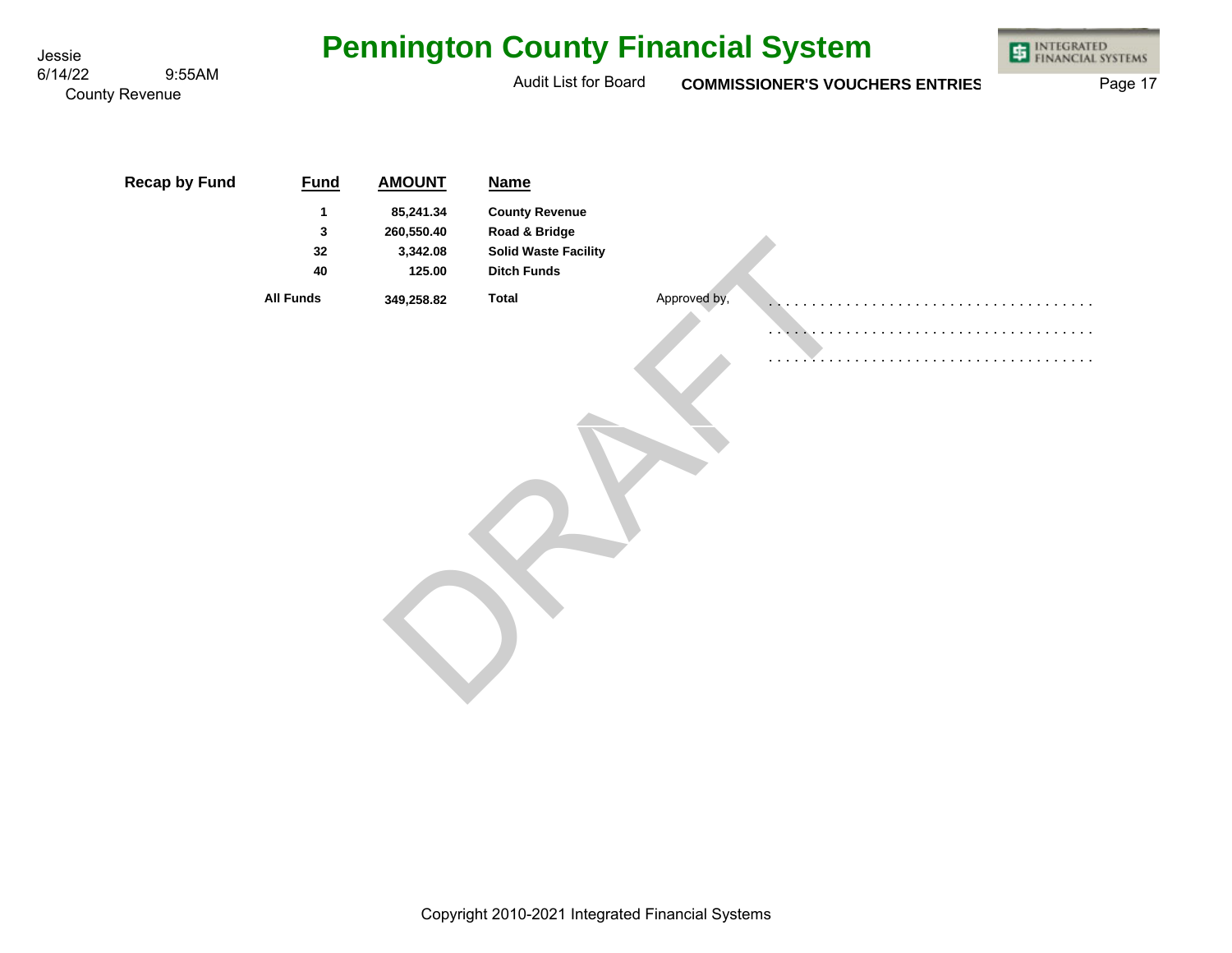**Recap by Fund**

| Fund | AMOUNT | Name |
|---|---|---|
| 1 | 85,241.34 | County Revenue |
| 3 | 260,550.40 | Road & Bridge |
| 32 | 3,342.08 | Solid Waste Facility |
| 40 | 125.00 | Ditch Funds |
| All Funds | 349,258.82 | Total |

Approved by, . . . . . . . . . . . . . . . . . . . . . . . . . . . . . . . . . . . . . .

. . . . . . . . . . . . . . . . . . . . . . . . . . . . . . . . . . . . . .

. . . . . . . . . . . . . . . . . . . . . . . . . . . . . . . . . . . . . .

DRAFT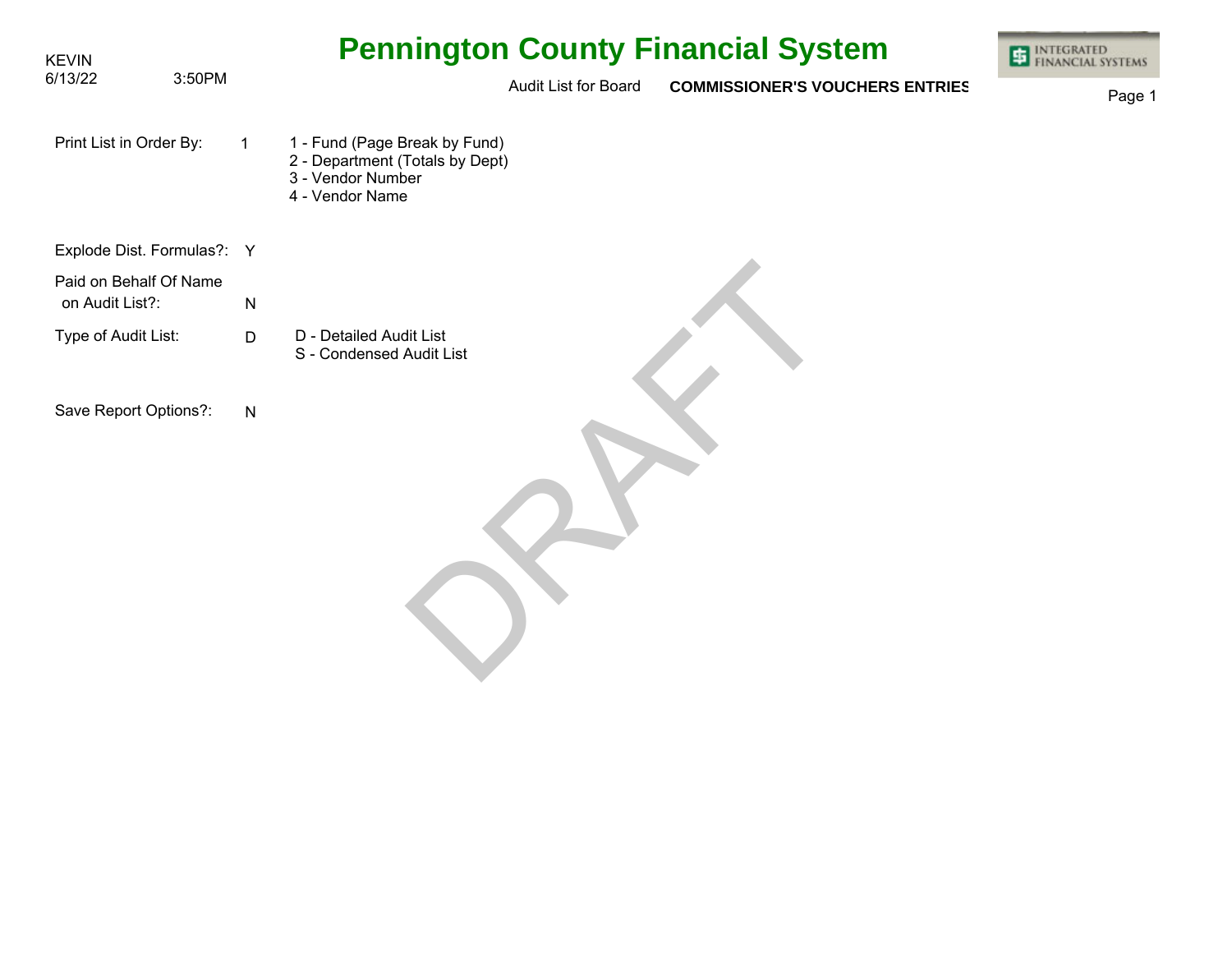# Pennington County Financial System

KEVIN
6/13/22 3:50PM

Audit List for Board **COMMISSIONER'S VOUCHERS ENTRIES**

Print List in Order By: 1

1 - Fund (Page Break by Fund)
2 - Department (Totals by Dept)
3 - Vendor Number
4 - Vendor Name

Explode Dist. Formulas?: Y

Paid on Behalf Of Name on Audit List?: N

Type of Audit List: D

D - Detailed Audit List
S - Condensed Audit List

Save Report Options?: N

DRAFT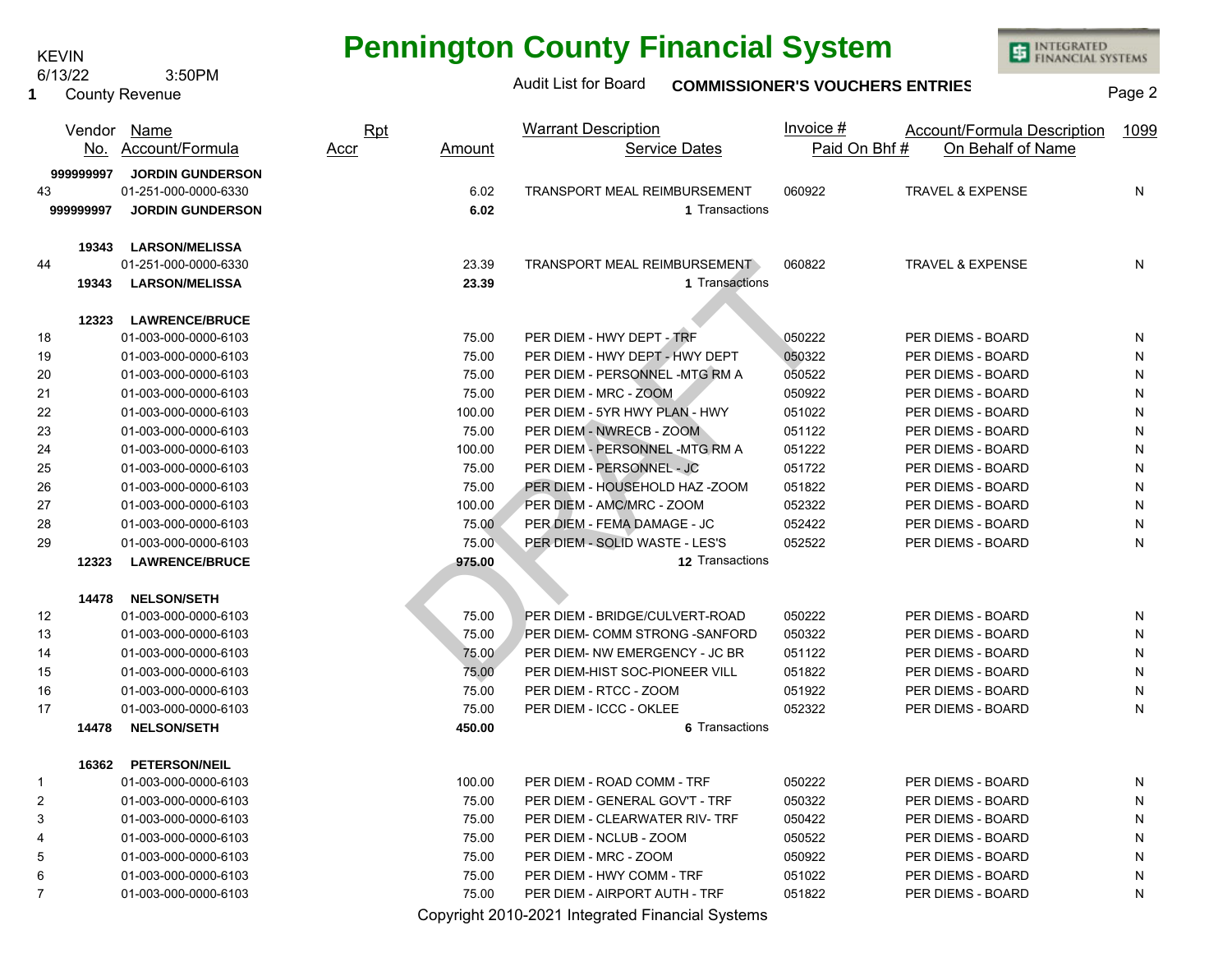KEVIN
6/13/22 3:50PM
1 County Revenue

# Pennington County Financial System

Audit List for Board **COMMISSIONER'S VOUCHERS ENTRIES**

| | Vendor No. | Name / Account/Formula | Rpt Accr | Amount | Warrant Description / Service Dates | Invoice # / Paid On Bhf # | Account/Formula Description / On Behalf of Name | 1099 |
|---|---|---|---|---|---|---|---|---|
| | **999999997** | **JORDIN GUNDERSON** | | | | | | |
| 43 | | 01-251-000-0000-6330 | | 6.02 | TRANSPORT MEAL REIMBURSEMENT | 060922 | TRAVEL & EXPENSE | N |
| | **999999997** | **JORDIN GUNDERSON** | | **6.02** | **1** Transactions | | | |
| | **19343** | **LARSON/MELISSA** | | | | | | |
| 44 | | 01-251-000-0000-6330 | | 23.39 | TRANSPORT MEAL REIMBURSEMENT | 060822 | TRAVEL & EXPENSE | N |
| | **19343** | **LARSON/MELISSA** | | **23.39** | **1** Transactions | | | |
| | **12323** | **LAWRENCE/BRUCE** | | | | | | |
| 18 | | 01-003-000-0000-6103 | | 75.00 | PER DIEM - HWY DEPT - TRF | 050222 | PER DIEMS - BOARD | N |
| 19 | | 01-003-000-0000-6103 | | 75.00 | PER DIEM - HWY DEPT - HWY DEPT | 050322 | PER DIEMS - BOARD | N |
| 20 | | 01-003-000-0000-6103 | | 75.00 | PER DIEM - PERSONNEL -MTG RM A | 050522 | PER DIEMS - BOARD | N |
| 21 | | 01-003-000-0000-6103 | | 75.00 | PER DIEM - MRC - ZOOM | 050922 | PER DIEMS - BOARD | N |
| 22 | | 01-003-000-0000-6103 | | 100.00 | PER DIEM - 5YR HWY PLAN - HWY | 051022 | PER DIEMS - BOARD | N |
| 23 | | 01-003-000-0000-6103 | | 75.00 | PER DIEM - NWRECB - ZOOM | 051122 | PER DIEMS - BOARD | N |
| 24 | | 01-003-000-0000-6103 | | 100.00 | PER DIEM - PERSONNEL -MTG RM A | 051222 | PER DIEMS - BOARD | N |
| 25 | | 01-003-000-0000-6103 | | 75.00 | PER DIEM - PERSONNEL - JC | 051722 | PER DIEMS - BOARD | N |
| 26 | | 01-003-000-0000-6103 | | 75.00 | PER DIEM - HOUSEHOLD HAZ -ZOOM | 051822 | PER DIEMS - BOARD | N |
| 27 | | 01-003-000-0000-6103 | | 100.00 | PER DIEM - AMC/MRC - ZOOM | 052322 | PER DIEMS - BOARD | N |
| 28 | | 01-003-000-0000-6103 | | 75.00 | PER DIEM - FEMA DAMAGE - JC | 052422 | PER DIEMS - BOARD | N |
| 29 | | 01-003-000-0000-6103 | | 75.00 | PER DIEM - SOLID WASTE - LES'S | 052522 | PER DIEMS - BOARD | N |
| | **12323** | **LAWRENCE/BRUCE** | | **975.00** | **12** Transactions | | | |
| | **14478** | **NELSON/SETH** | | | | | | |
| 12 | | 01-003-000-0000-6103 | | 75.00 | PER DIEM - BRIDGE/CULVERT-ROAD | 050222 | PER DIEMS - BOARD | N |
| 13 | | 01-003-000-0000-6103 | | 75.00 | PER DIEM- COMM STRONG -SANFORD | 050322 | PER DIEMS - BOARD | N |
| 14 | | 01-003-000-0000-6103 | | 75.00 | PER DIEM- NW EMERGENCY - JC BR | 051122 | PER DIEMS - BOARD | N |
| 15 | | 01-003-000-0000-6103 | | 75.00 | PER DIEM-HIST SOC-PIONEER VILL | 051822 | PER DIEMS - BOARD | N |
| 16 | | 01-003-000-0000-6103 | | 75.00 | PER DIEM - RTCC - ZOOM | 051922 | PER DIEMS - BOARD | N |
| 17 | | 01-003-000-0000-6103 | | 75.00 | PER DIEM - ICCC - OKLEE | 052322 | PER DIEMS - BOARD | N |
| | **14478** | **NELSON/SETH** | | **450.00** | **6** Transactions | | | |
| | **16362** | **PETERSON/NEIL** | | | | | | |
| 1 | | 01-003-000-0000-6103 | | 100.00 | PER DIEM - ROAD COMM - TRF | 050222 | PER DIEMS - BOARD | N |
| 2 | | 01-003-000-0000-6103 | | 75.00 | PER DIEM - GENERAL GOV'T - TRF | 050322 | PER DIEMS - BOARD | N |
| 3 | | 01-003-000-0000-6103 | | 75.00 | PER DIEM - CLEARWATER RIV- TRF | 050422 | PER DIEMS - BOARD | N |
| 4 | | 01-003-000-0000-6103 | | 75.00 | PER DIEM - NCLUB - ZOOM | 050522 | PER DIEMS - BOARD | N |
| 5 | | 01-003-000-0000-6103 | | 75.00 | PER DIEM - MRC - ZOOM | 050922 | PER DIEMS - BOARD | N |
| 6 | | 01-003-000-0000-6103 | | 75.00 | PER DIEM - HWY COMM - TRF | 051022 | PER DIEMS - BOARD | N |
| 7 | | 01-003-000-0000-6103 | | 75.00 | PER DIEM - AIRPORT AUTH - TRF | 051822 | PER DIEMS - BOARD | N |

DRAFT

Copyright 2010-2021 Integrated Financial Systems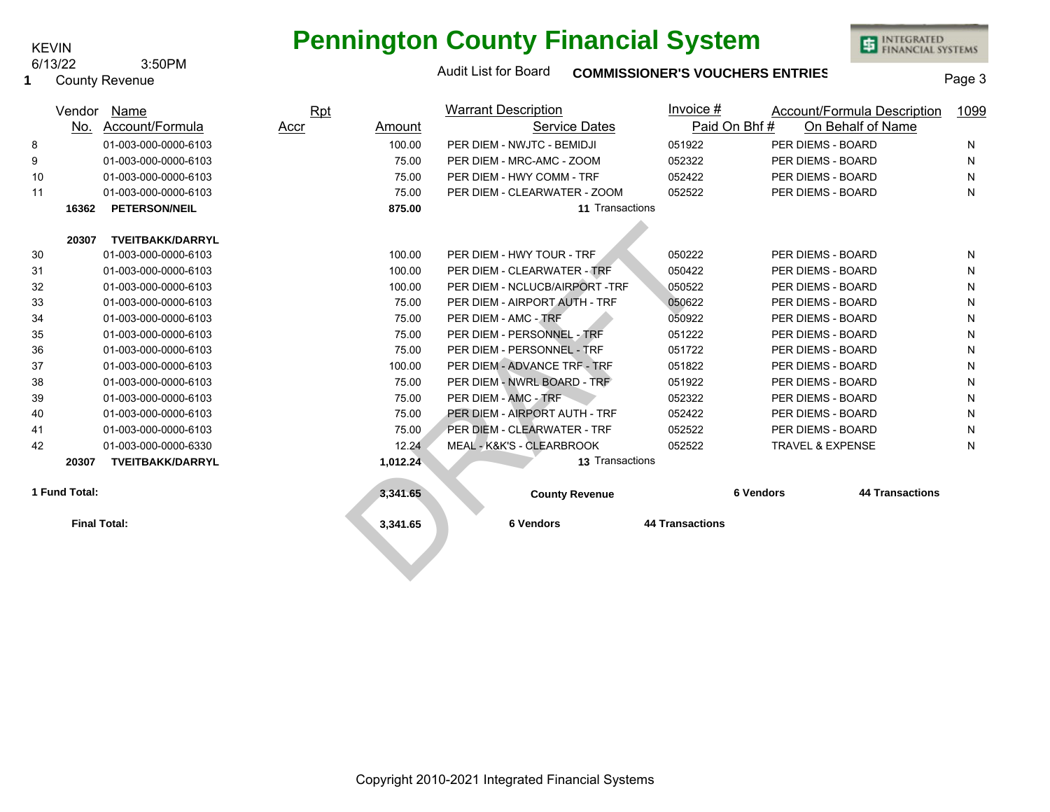KEVIN
6/13/22 3:50PM
1 County Revenue

# Pennington County Financial System

Audit List for Board **COMMISSIONER'S VOUCHERS ENTRIES**

| Vendor No. | Name / Account/Formula | Rpt Accr | Amount | Warrant Description / Service Dates | Invoice # / Paid On Bhf # | Account/Formula Description / On Behalf of Name | 1099 |
|---|---|---|---|---|---|---|---|
| 8 | 01-003-000-0000-6103 | | 100.00 | PER DIEM - NWJTC - BEMIDJI | 051922 | PER DIEMS - BOARD | N |
| 9 | 01-003-000-0000-6103 | | 75.00 | PER DIEM - MRC-AMC - ZOOM | 052322 | PER DIEMS - BOARD | N |
| 10 | 01-003-000-0000-6103 | | 75.00 | PER DIEM - HWY COMM - TRF | 052422 | PER DIEMS - BOARD | N |
| 11 | 01-003-000-0000-6103 | | 75.00 | PER DIEM - CLEARWATER - ZOOM | 052522 | PER DIEMS - BOARD | N |
| **16362** | **PETERSON/NEIL** | | **875.00** | **11** Transactions | | | |
| **20307** | **TVEITBAKK/DARRYL** | | | | | | |
| 30 | 01-003-000-0000-6103 | | 100.00 | PER DIEM - HWY TOUR - TRF | 050222 | PER DIEMS - BOARD | N |
| 31 | 01-003-000-0000-6103 | | 100.00 | PER DIEM - CLEARWATER - TRF | 050422 | PER DIEMS - BOARD | N |
| 32 | 01-003-000-0000-6103 | | 100.00 | PER DIEM - NCLUCB/AIRPORT -TRF | 050522 | PER DIEMS - BOARD | N |
| 33 | 01-003-000-0000-6103 | | 75.00 | PER DIEM - AIRPORT AUTH - TRF | 050622 | PER DIEMS - BOARD | N |
| 34 | 01-003-000-0000-6103 | | 75.00 | PER DIEM - AMC - TRF | 050922 | PER DIEMS - BOARD | N |
| 35 | 01-003-000-0000-6103 | | 75.00 | PER DIEM - PERSONNEL - TRF | 051222 | PER DIEMS - BOARD | N |
| 36 | 01-003-000-0000-6103 | | 75.00 | PER DIEM - PERSONNEL - TRF | 051722 | PER DIEMS - BOARD | N |
| 37 | 01-003-000-0000-6103 | | 100.00 | PER DIEM - ADVANCE TRF - TRF | 051822 | PER DIEMS - BOARD | N |
| 38 | 01-003-000-0000-6103 | | 75.00 | PER DIEM - NWRL BOARD - TRF | 051922 | PER DIEMS - BOARD | N |
| 39 | 01-003-000-0000-6103 | | 75.00 | PER DIEM - AMC - TRF | 052322 | PER DIEMS - BOARD | N |
| 40 | 01-003-000-0000-6103 | | 75.00 | PER DIEM - AIRPORT AUTH - TRF | 052422 | PER DIEMS - BOARD | N |
| 41 | 01-003-000-0000-6103 | | 75.00 | PER DIEM - CLEARWATER - TRF | 052522 | PER DIEMS - BOARD | N |
| 42 | 01-003-000-0000-6330 | | 12.24 | MEAL - K&K'S - CLEARBROOK | 052522 | TRAVEL & EXPENSE | N |
| **20307** | **TVEITBAKK/DARRYL** | | **1,012.24** | **13** Transactions | | | |

**1 Fund Total:** **3,341.65** **County Revenue** **6 Vendors** **44 Transactions**

**Final Total:** **3,341.65** **6 Vendors** **44 Transactions**

DRAFT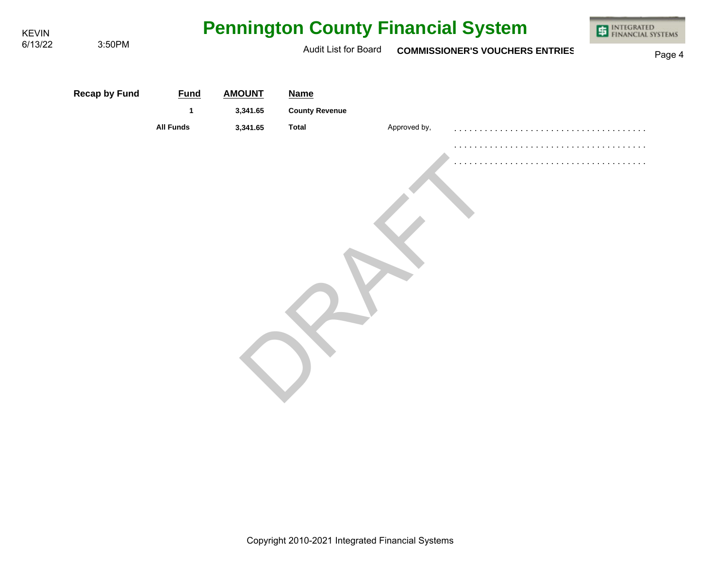**Recap by Fund**

| Fund | AMOUNT | Name |
|---|---|---|
| 1 | 3,341.65 | County Revenue |
| All Funds | 3,341.65 | Total |

Approved by, . . . . . . . . . . . . . . . . . . . . . . . . . . . . . . . . . . . . .

. . . . . . . . . . . . . . . . . . . . . . . . . . . . . . . . . . . . .

. . . . . . . . . . . . . . . . . . . . . . . . . . . . . . . . . . . . .

DRAFT